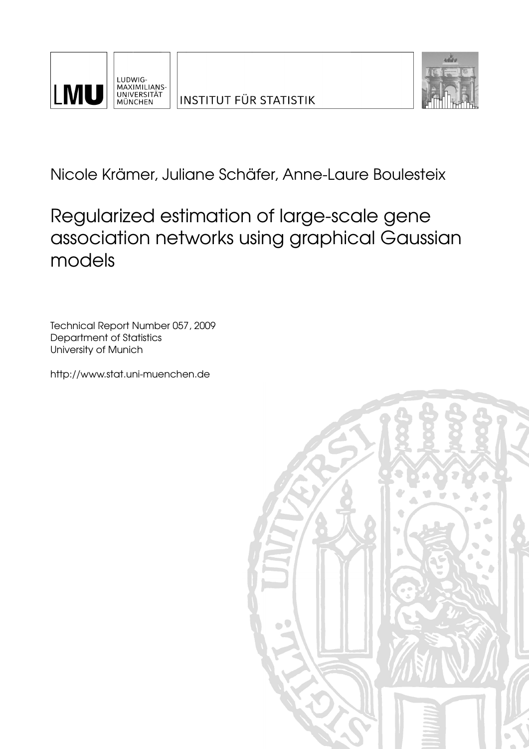LMU LUDWIG-MAXIMILIANS-UNIVERSITÄT MÜNCHEN

INSTITUT FÜR STATISTIK

Nicole Krämer, Juliane Schäfer, Anne-Laure Boulesteix

# Regularized estimation of large-scale gene association networks using graphical Gaussian models

Technical Report Number 057, 2009
Department of Statistics
University of Munich

http://www.stat.uni-muenchen.de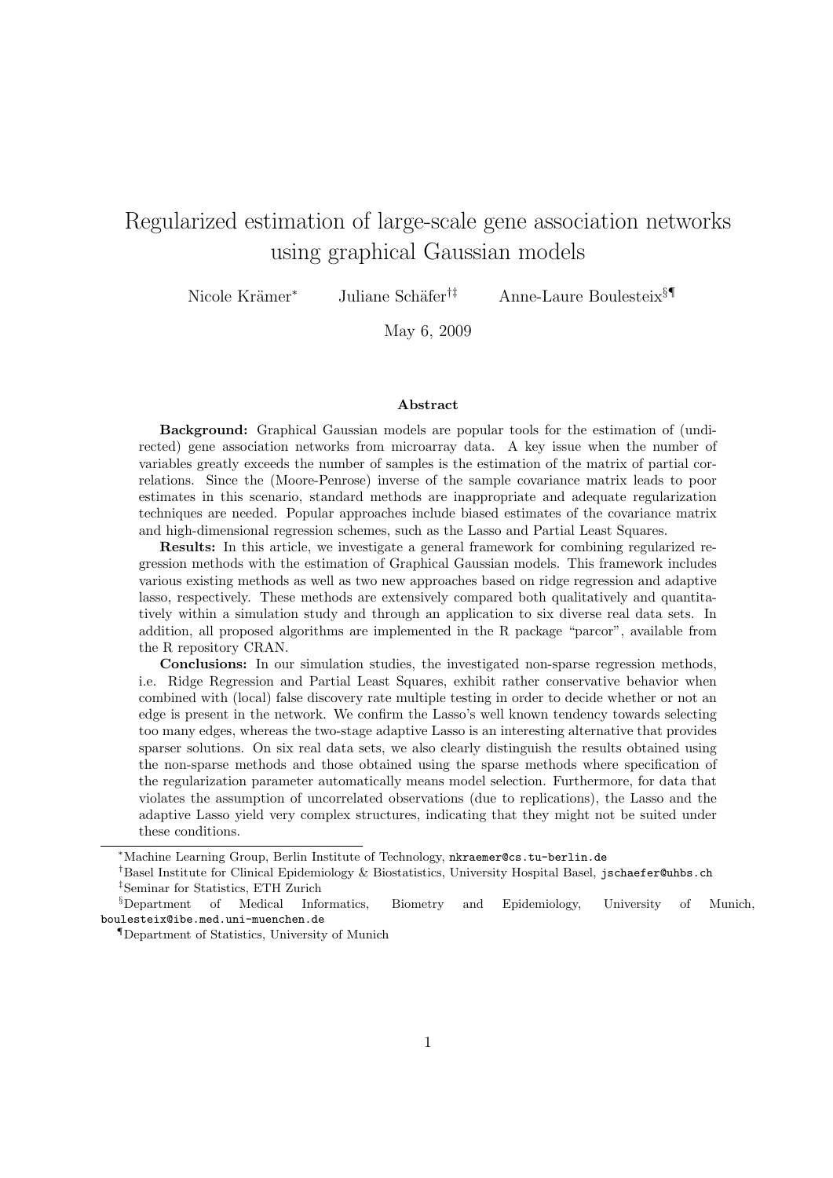# Regularized estimation of large-scale gene association networks using graphical Gaussian models

Nicole Krämer[*] Juliane Schäfer[†‡] Anne-Laure Boulesteix[§¶]

May 6, 2009

### Abstract

**Background:** Graphical Gaussian models are popular tools for the estimation of (undirected) gene association networks from microarray data. A key issue when the number of variables greatly exceeds the number of samples is the estimation of the matrix of partial correlations. Since the (Moore-Penrose) inverse of the sample covariance matrix leads to poor estimates in this scenario, standard methods are inappropriate and adequate regularization techniques are needed. Popular approaches include biased estimates of the covariance matrix and high-dimensional regression schemes, such as the Lasso and Partial Least Squares.

**Results:** In this article, we investigate a general framework for combining regularized regression methods with the estimation of Graphical Gaussian models. This framework includes various existing methods as well as two new approaches based on ridge regression and adaptive lasso, respectively. These methods are extensively compared both qualitatively and quantitatively within a simulation study and through an application to six diverse real data sets. In addition, all proposed algorithms are implemented in the R package "parcor", available from the R repository CRAN.

**Conclusions:** In our simulation studies, the investigated non-sparse regression methods, i.e. Ridge Regression and Partial Least Squares, exhibit rather conservative behavior when combined with (local) false discovery rate multiple testing in order to decide whether or not an edge is present in the network. We confirm the Lasso's well known tendency towards selecting too many edges, whereas the two-stage adaptive Lasso is an interesting alternative that provides sparser solutions. On six real data sets, we also clearly distinguish the results obtained using the non-sparse methods and those obtained using the sparse methods where specification of the regularization parameter automatically means model selection. Furthermore, for data that violates the assumption of uncorrelated observations (due to replications), the Lasso and the adaptive Lasso yield very complex structures, indicating that they might not be suited under these conditions.

---

[*] Machine Learning Group, Berlin Institute of Technology, nkraemer@cs.tu-berlin.de

[†] Basel Institute for Clinical Epidemiology & Biostatistics, University Hospital Basel, jschaefer@uhbs.ch

[‡] Seminar for Statistics, ETH Zurich

[§] Department of Medical Informatics, Biometry and Epidemiology, University of Munich, boulesteix@ibe.med.uni-muenchen.de

[¶] Department of Statistics, University of Munich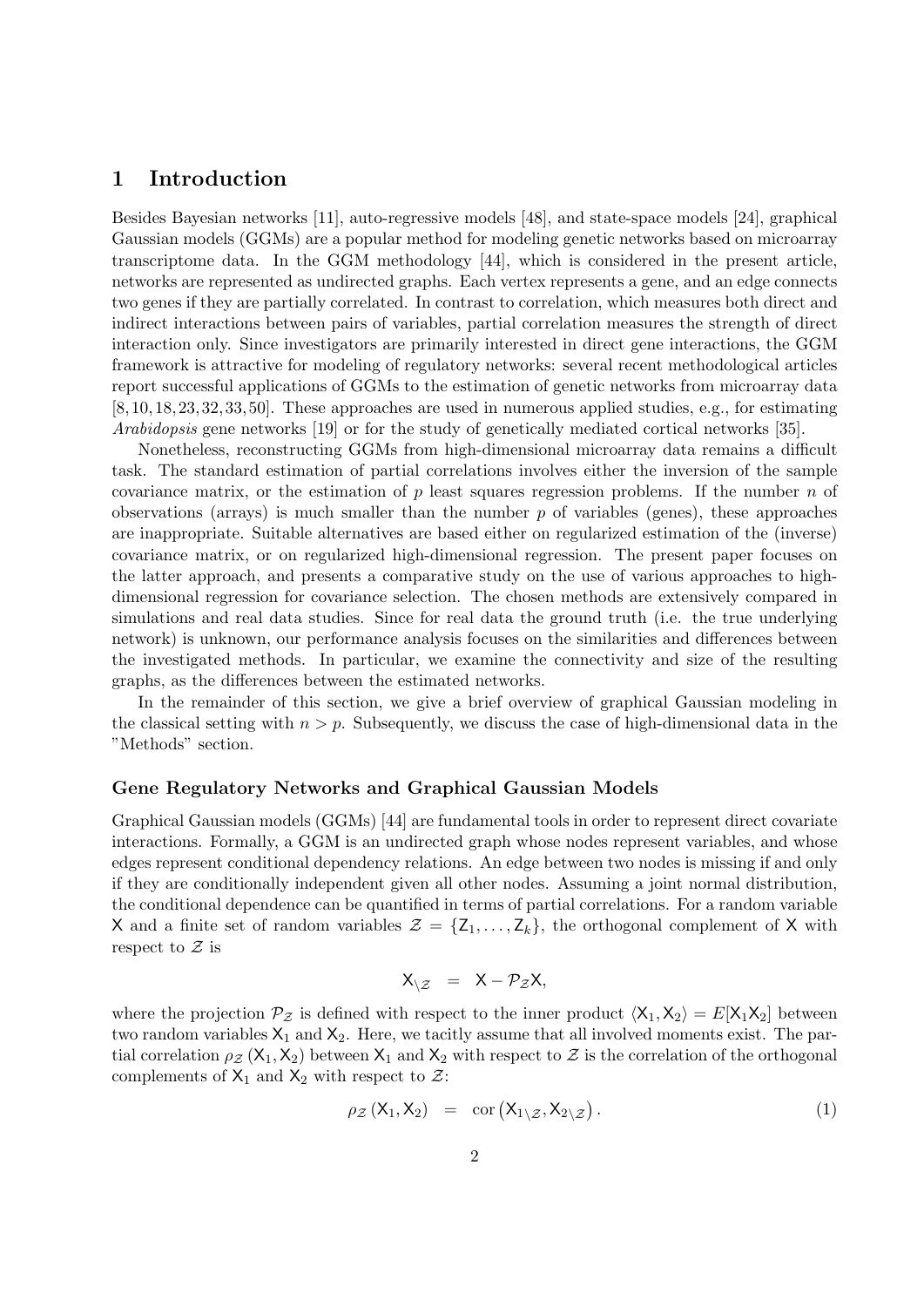# 1 Introduction

Besides Bayesian networks [11], auto-regressive models [48], and state-space models [24], graphical Gaussian models (GGMs) are a popular method for modeling genetic networks based on microarray transcriptome data. In the GGM methodology [44], which is considered in the present article, networks are represented as undirected graphs. Each vertex represents a gene, and an edge connects two genes if they are partially correlated. In contrast to correlation, which measures both direct and indirect interactions between pairs of variables, partial correlation measures the strength of direct interaction only. Since investigators are primarily interested in direct gene interactions, the GGM framework is attractive for modeling of regulatory networks: several recent methodological articles report successful applications of GGMs to the estimation of genetic networks from microarray data [8, 10, 18, 23, 32, 33, 50]. These approaches are used in numerous applied studies, e.g., for estimating *Arabidopsis* gene networks [19] or for the study of genetically mediated cortical networks [35].

Nonetheless, reconstructing GGMs from high-dimensional microarray data remains a difficult task. The standard estimation of partial correlations involves either the inversion of the sample covariance matrix, or the estimation of $p$ least squares regression problems. If the number $n$ of observations (arrays) is much smaller than the number $p$ of variables (genes), these approaches are inappropriate. Suitable alternatives are based either on regularized estimation of the (inverse) covariance matrix, or on regularized high-dimensional regression. The present paper focuses on the latter approach, and presents a comparative study on the use of various approaches to high-dimensional regression for covariance selection. The chosen methods are extensively compared in simulations and real data studies. Since for real data the ground truth (i.e. the true underlying network) is unknown, our performance analysis focuses on the similarities and differences between the investigated methods. In particular, we examine the connectivity and size of the resulting graphs, as the differences between the estimated networks.

In the remainder of this section, we give a brief overview of graphical Gaussian modeling in the classical setting with $n > p$. Subsequently, we discuss the case of high-dimensional data in the "Methods" section.

### Gene Regulatory Networks and Graphical Gaussian Models

Graphical Gaussian models (GGMs) [44] are fundamental tools in order to represent direct covariate interactions. Formally, a GGM is an undirected graph whose nodes represent variables, and whose edges represent conditional dependency relations. An edge between two nodes is missing if and only if they are conditionally independent given all other nodes. Assuming a joint normal distribution, the conditional dependence can be quantified in terms of partial correlations. For a random variable $\mathsf{X}$ and a finite set of random variables $\mathcal{Z} = \{\mathsf{Z}_1, \ldots, \mathsf{Z}_k\}$, the orthogonal complement of $\mathsf{X}$ with respect to $\mathcal{Z}$ is

$$\mathsf{X}_{\setminus \mathcal{Z}} \quad = \quad \mathsf{X} - \mathcal{P}_{\mathcal{Z}} \mathsf{X},$$

where the projection $\mathcal{P}_{\mathcal{Z}}$ is defined with respect to the inner product $\langle \mathsf{X}_1, \mathsf{X}_2 \rangle = E[\mathsf{X}_1 \mathsf{X}_2]$ between two random variables $\mathsf{X}_1$ and $\mathsf{X}_2$. Here, we tacitly assume that all involved moments exist. The partial correlation $\rho_{\mathcal{Z}}(\mathsf{X}_1, \mathsf{X}_2)$ between $\mathsf{X}_1$ and $\mathsf{X}_2$ with respect to $\mathcal{Z}$ is the correlation of the orthogonal complements of $\mathsf{X}_1$ and $\mathsf{X}_2$ with respect to $\mathcal{Z}$:

$$\rho_{\mathcal{Z}}(\mathsf{X}_1, \mathsf{X}_2) \quad = \quad \operatorname{cor}\left(\mathsf{X}_{1 \setminus \mathcal{Z}}, \mathsf{X}_{2 \setminus \mathcal{Z}}\right). \tag{1}$$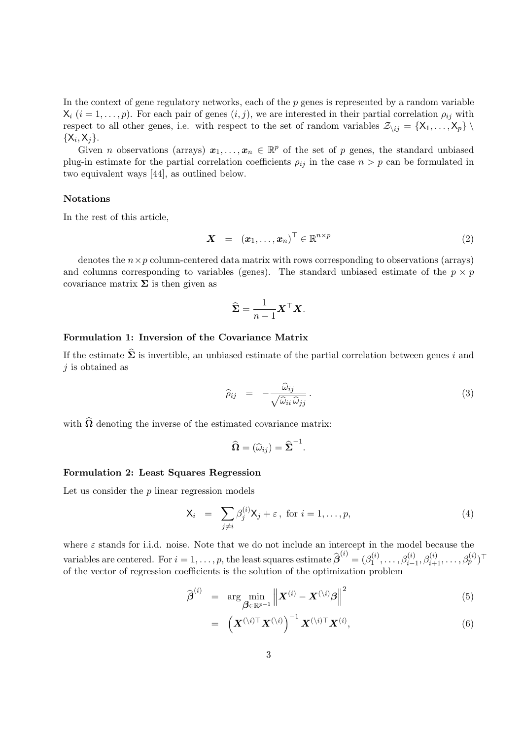In the context of gene regulatory networks, each of the $p$ genes is represented by a random variable $\mathsf{X}_i$ ($i = 1, \ldots, p$). For each pair of genes $(i, j)$, we are interested in their partial correlation $\rho_{ij}$ with respect to all other genes, i.e. with respect to the set of random variables $\mathcal{Z}_{\setminus ij} = \{\mathsf{X}_1, \ldots, \mathsf{X}_p\} \setminus \{\mathsf{X}_i, \mathsf{X}_j\}$.

Given $n$ observations (arrays) $\boldsymbol{x}_1, \ldots, \boldsymbol{x}_n \in \mathbb{R}^p$ of the set of $p$ genes, the standard unbiased plug-in estimate for the partial correlation coefficients $\rho_{ij}$ in the case $n > p$ can be formulated in two equivalent ways [44], as outlined below.

### Notations

In the rest of this article,

$$\boldsymbol{X} \;\; = \;\; (\boldsymbol{x}_1, \ldots, \boldsymbol{x}_n)^\top \in \mathbb{R}^{n \times p} \tag{2}$$

denotes the $n \times p$ column-centered data matrix with rows corresponding to observations (arrays) and columns corresponding to variables (genes). The standard unbiased estimate of the $p \times p$ covariance matrix $\boldsymbol{\Sigma}$ is then given as

$$\widehat{\boldsymbol{\Sigma}} = \frac{1}{n-1} \boldsymbol{X}^\top \boldsymbol{X}.$$

### Formulation 1: Inversion of the Covariance Matrix

If the estimate $\widehat{\boldsymbol{\Sigma}}$ is invertible, an unbiased estimate of the partial correlation between genes $i$ and $j$ is obtained as

$$\widehat{\rho}_{ij} \;\; = \;\; -\frac{\widehat{\omega}_{ij}}{\sqrt{\widehat{\omega}_{ii}\,\widehat{\omega}_{jj}}}\,. \tag{3}$$

with $\widehat{\boldsymbol{\Omega}}$ denoting the inverse of the estimated covariance matrix:

$$\widehat{\boldsymbol{\Omega}} = (\widehat{\omega}_{ij}) = \widehat{\boldsymbol{\Sigma}}^{-1}.$$

### Formulation 2: Least Squares Regression

Let us consider the $p$ linear regression models

$$\mathsf{X}_i \;\; = \;\; \sum_{j \neq i} \beta_j^{(i)} \mathsf{X}_j + \varepsilon\,, \text{ for } i = 1, \ldots, p, \tag{4}$$

where $\varepsilon$ stands for i.i.d. noise. Note that we do not include an intercept in the model because the variables are centered. For $i = 1, \ldots, p$, the least squares estimate $\widehat{\boldsymbol{\beta}}^{(i)} = (\beta_1^{(i)}, \ldots, \beta_{i-1}^{(i)}, \beta_{i+1}^{(i)}, \ldots, \beta_p^{(i)})^\top$ of the vector of regression coefficients is the solution of the optimization problem

$$\widehat{\boldsymbol{\beta}}^{(i)} \;\; = \;\; \arg \min_{\boldsymbol{\beta} \in \mathbb{R}^{p-1}} \left\| \boldsymbol{X}^{(i)} - \boldsymbol{X}^{(\setminus i)} \boldsymbol{\beta} \right\|^2 \tag{5}$$

$$\;\; = \;\; \left( \boldsymbol{X}^{(\setminus i)\top} \boldsymbol{X}^{(\setminus i)} \right)^{-1} \boldsymbol{X}^{(\setminus i)\top} \boldsymbol{X}^{(i)}, \tag{6}$$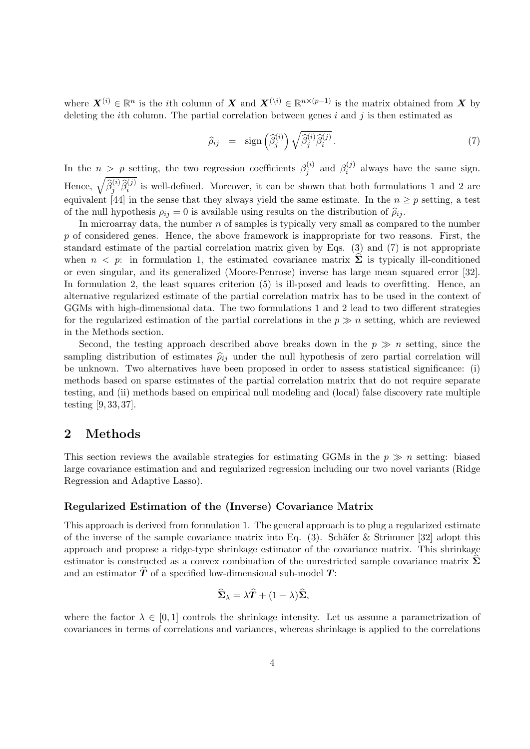where $\boldsymbol{X}^{(i)} \in \mathbb{R}^n$ is the $i$th column of $\boldsymbol{X}$ and $\boldsymbol{X}^{(\setminus i)} \in \mathbb{R}^{n \times (p-1)}$ is the matrix obtained from $\boldsymbol{X}$ by deleting the $i$th column. The partial correlation between genes $i$ and $j$ is then estimated as

$$\widehat{\rho}_{ij} \quad = \quad \operatorname{sign}\left(\widehat{\beta}_j^{(i)}\right) \sqrt{\widehat{\beta}_j^{(i)} \widehat{\beta}_i^{(j)}}\,. \tag{7}$$

In the $n > p$ setting, the two regression coefficients $\beta_j^{(i)}$ and $\beta_i^{(j)}$ always have the same sign. Hence, $\sqrt{\widehat{\beta}_j^{(i)} \widehat{\beta}_i^{(j)}}$ is well-defined. Moreover, it can be shown that both formulations 1 and 2 are equivalent [44] in the sense that they always yield the same estimate. In the $n \geq p$ setting, a test of the null hypothesis $\rho_{ij} = 0$ is available using results on the distribution of $\widehat{\rho}_{ij}$.

In microarray data, the number $n$ of samples is typically very small as compared to the number $p$ of considered genes. Hence, the above framework is inappropriate for two reasons. First, the standard estimate of the partial correlation matrix given by Eqs. (3) and (7) is not appropriate when $n < p$: in formulation 1, the estimated covariance matrix $\widehat{\boldsymbol{\Sigma}}$ is typically ill-conditioned or even singular, and its generalized (Moore-Penrose) inverse has large mean squared error [32]. In formulation 2, the least squares criterion (5) is ill-posed and leads to overfitting. Hence, an alternative regularized estimate of the partial correlation matrix has to be used in the context of GGMs with high-dimensional data. The two formulations 1 and 2 lead to two different strategies for the regularized estimation of the partial correlations in the $p \gg n$ setting, which are reviewed in the Methods section.

Second, the testing approach described above breaks down in the $p \gg n$ setting, since the sampling distribution of estimates $\widehat{\rho}_{ij}$ under the null hypothesis of zero partial correlation will be unknown. Two alternatives have been proposed in order to assess statistical significance: (i) methods based on sparse estimates of the partial correlation matrix that do not require separate testing, and (ii) methods based on empirical null modeling and (local) false discovery rate multiple testing [9, 33, 37].

## 2 Methods

This section reviews the available strategies for estimating GGMs in the $p \gg n$ setting: biased large covariance estimation and and regularized regression including our two novel variants (Ridge Regression and Adaptive Lasso).

### Regularized Estimation of the (Inverse) Covariance Matrix

This approach is derived from formulation 1. The general approach is to plug a regularized estimate of the inverse of the sample covariance matrix into Eq. (3). Schäfer & Strimmer [32] adopt this approach and propose a ridge-type shrinkage estimator of the covariance matrix. This shrinkage estimator is constructed as a convex combination of the unrestricted sample covariance matrix $\widehat{\boldsymbol{\Sigma}}$ and an estimator $\widehat{\boldsymbol{T}}$ of a specified low-dimensional sub-model $\boldsymbol{T}$:

$$\widehat{\boldsymbol{\Sigma}}_\lambda = \lambda \widehat{\boldsymbol{T}} + (1 - \lambda) \widehat{\boldsymbol{\Sigma}},$$

where the factor $\lambda \in [0, 1]$ controls the shrinkage intensity. Let us assume a parametrization of covariances in terms of correlations and variances, whereas shrinkage is applied to the correlations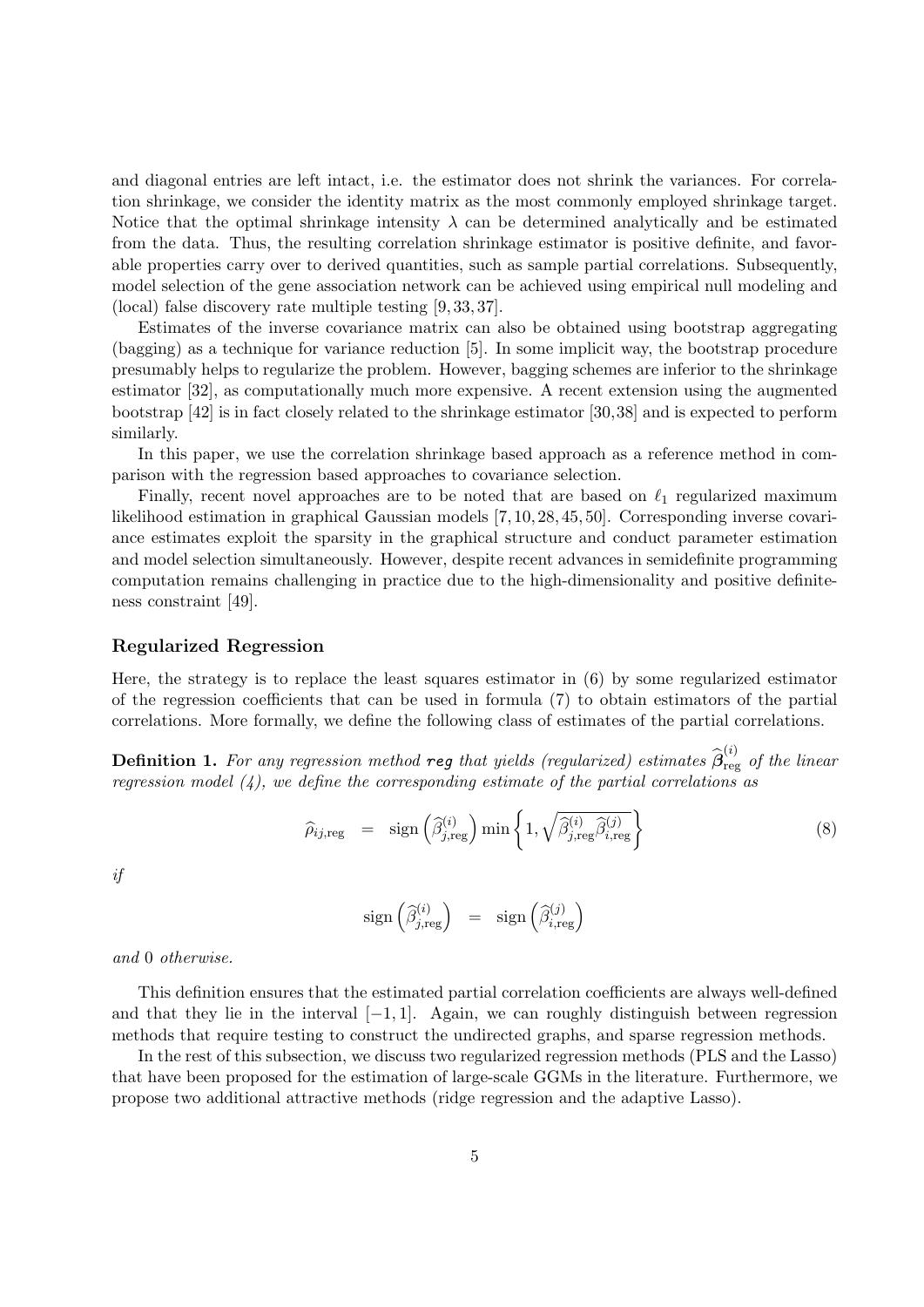and diagonal entries are left intact, i.e. the estimator does not shrink the variances. For correlation shrinkage, we consider the identity matrix as the most commonly employed shrinkage target. Notice that the optimal shrinkage intensity $\lambda$ can be determined analytically and be estimated from the data. Thus, the resulting correlation shrinkage estimator is positive definite, and favorable properties carry over to derived quantities, such as sample partial correlations. Subsequently, model selection of the gene association network can be achieved using empirical null modeling and (local) false discovery rate multiple testing [9, 33, 37].

Estimates of the inverse covariance matrix can also be obtained using bootstrap aggregating (bagging) as a technique for variance reduction [5]. In some implicit way, the bootstrap procedure presumably helps to regularize the problem. However, bagging schemes are inferior to the shrinkage estimator [32], as computationally much more expensive. A recent extension using the augmented bootstrap [42] is in fact closely related to the shrinkage estimator [30, 38] and is expected to perform similarly.

In this paper, we use the correlation shrinkage based approach as a reference method in comparison with the regression based approaches to covariance selection.

Finally, recent novel approaches are to be noted that are based on $\ell_1$ regularized maximum likelihood estimation in graphical Gaussian models [7, 10, 28, 45, 50]. Corresponding inverse covariance estimates exploit the sparsity in the graphical structure and conduct parameter estimation and model selection simultaneously. However, despite recent advances in semidefinite programming computation remains challenging in practice due to the high-dimensionality and positive definiteness constraint [49].

### Regularized Regression

Here, the strategy is to replace the least squares estimator in (6) by some regularized estimator of the regression coefficients that can be used in formula (7) to obtain estimators of the partial correlations. More formally, we define the following class of estimates of the partial correlations.

**Definition 1.** *For any regression method* ***reg*** *that yields (regularized) estimates* $\widehat{\boldsymbol{\beta}}^{(i)}_{\text{reg}}$ *of the linear regression model (4), we define the corresponding estimate of the partial correlations as*

$$\widehat{\rho}_{ij,\text{reg}} \quad = \quad \operatorname{sign}\left(\widehat{\beta}^{(i)}_{j,\text{reg}}\right) \min\left\{1, \sqrt{\widehat{\beta}^{(i)}_{j,\text{reg}} \widehat{\beta}^{(j)}_{i,\text{reg}}}\right\} \tag{8}$$

*if*

$$\operatorname{sign}\left(\widehat{\beta}^{(i)}_{j,\text{reg}}\right) \quad = \quad \operatorname{sign}\left(\widehat{\beta}^{(j)}_{i,\text{reg}}\right)$$

*and* 0 *otherwise.*

This definition ensures that the estimated partial correlation coefficients are always well-defined and that they lie in the interval $[-1, 1]$. Again, we can roughly distinguish between regression methods that require testing to construct the undirected graphs, and sparse regression methods.

In the rest of this subsection, we discuss two regularized regression methods (PLS and the Lasso) that have been proposed for the estimation of large-scale GGMs in the literature. Furthermore, we propose two additional attractive methods (ridge regression and the adaptive Lasso).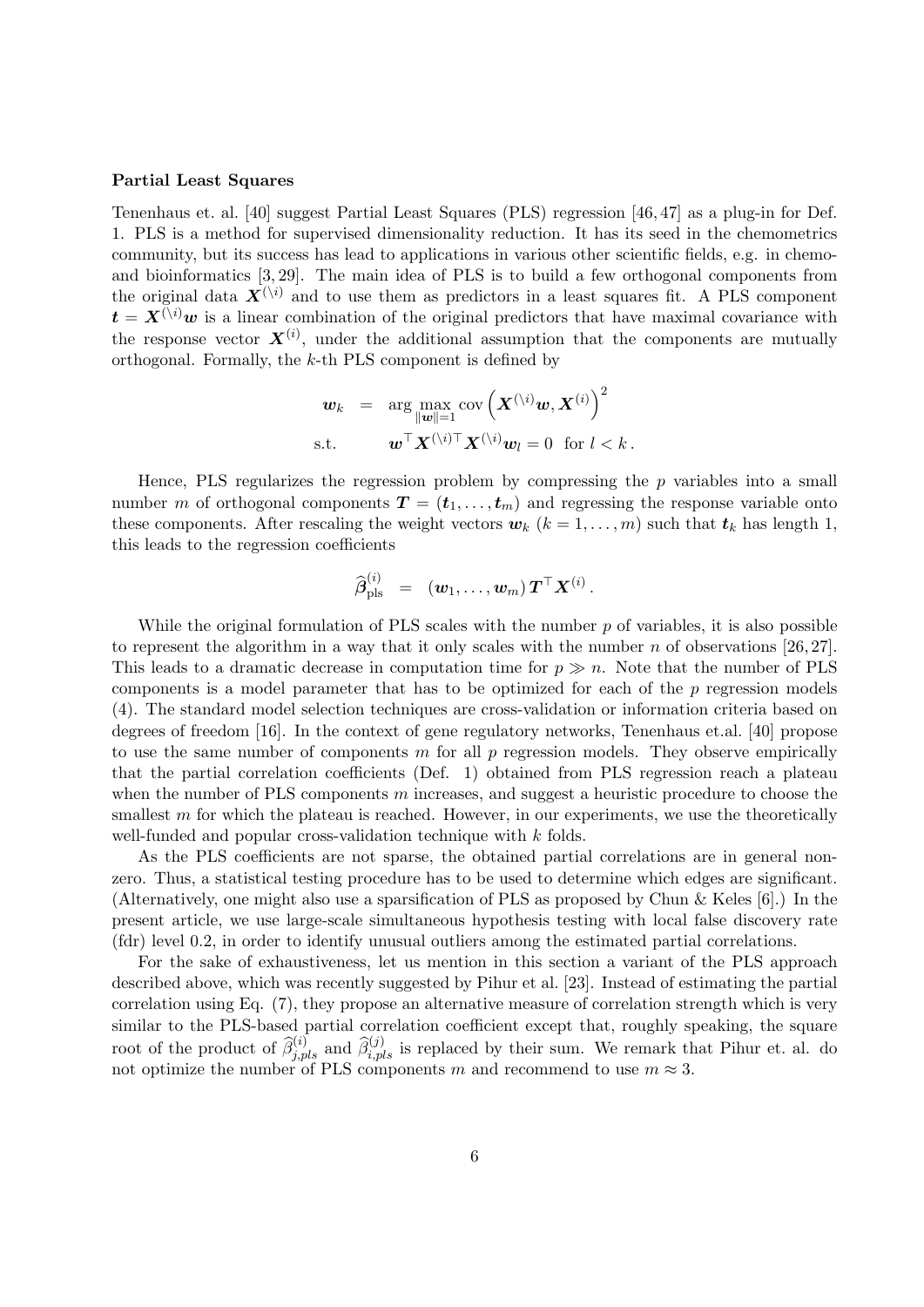**Partial Least Squares**

Tenenhaus et. al. [40] suggest Partial Least Squares (PLS) regression [46, 47] as a plug-in for Def. 1. PLS is a method for supervised dimensionality reduction. It has its seed in the chemometrics community, but its success has lead to applications in various other scientific fields, e.g. in chemo- and bioinformatics [3, 29]. The main idea of PLS is to build a few orthogonal components from the original data $\boldsymbol{X}^{(\setminus i)}$ and to use them as predictors in a least squares fit. A PLS component $\boldsymbol{t} = \boldsymbol{X}^{(\setminus i)}\boldsymbol{w}$ is a linear combination of the original predictors that have maximal covariance with the response vector $\boldsymbol{X}^{(i)}$, under the additional assumption that the components are mutually orthogonal. Formally, the $k$-th PLS component is defined by

$$
\begin{aligned}
\boldsymbol{w}_k &= \arg\max_{\|\boldsymbol{w}\|=1} \operatorname{cov}\left(\boldsymbol{X}^{(\setminus i)}\boldsymbol{w}, \boldsymbol{X}^{(i)}\right)^2 \\
\text{s.t.} \quad & \boldsymbol{w}^\top \boldsymbol{X}^{(\setminus i)\top}\boldsymbol{X}^{(\setminus i)}\boldsymbol{w}_l = 0 \quad \text{for } l < k\,.
\end{aligned}
$$

Hence, PLS regularizes the regression problem by compressing the $p$ variables into a small number $m$ of orthogonal components $\boldsymbol{T} = (\boldsymbol{t}_1, \ldots, \boldsymbol{t}_m)$ and regressing the response variable onto these components. After rescaling the weight vectors $\boldsymbol{w}_k$ ($k = 1, \ldots, m$) such that $\boldsymbol{t}_k$ has length 1, this leads to the regression coefficients

$$
\widehat{\boldsymbol{\beta}}^{(i)}_{\text{pls}} = (\boldsymbol{w}_1, \ldots, \boldsymbol{w}_m)\,\boldsymbol{T}^\top \boldsymbol{X}^{(i)}\,.
$$

While the original formulation of PLS scales with the number $p$ of variables, it is also possible to represent the algorithm in a way that it only scales with the number $n$ of observations [26, 27]. This leads to a dramatic decrease in computation time for $p \gg n$. Note that the number of PLS components is a model parameter that has to be optimized for each of the $p$ regression models (4). The standard model selection techniques are cross-validation or information criteria based on degrees of freedom [16]. In the context of gene regulatory networks, Tenenhaus et.al. [40] propose to use the same number of components $m$ for all $p$ regression models. They observe empirically that the partial correlation coefficients (Def. 1) obtained from PLS regression reach a plateau when the number of PLS components $m$ increases, and suggest a heuristic procedure to choose the smallest $m$ for which the plateau is reached. However, in our experiments, we use the theoretically well-funded and popular cross-validation technique with $k$ folds.

As the PLS coefficients are not sparse, the obtained partial correlations are in general non-zero. Thus, a statistical testing procedure has to be used to determine which edges are significant. (Alternatively, one might also use a sparsification of PLS as proposed by Chun & Keles [6].) In the present article, we use large-scale simultaneous hypothesis testing with local false discovery rate (fdr) level 0.2, in order to identify unusual outliers among the estimated partial correlations.

For the sake of exhaustiveness, let us mention in this section a variant of the PLS approach described above, which was recently suggested by Pihur et al. [23]. Instead of estimating the partial correlation using Eq. (7), they propose an alternative measure of correlation strength which is very similar to the PLS-based partial correlation coefficient except that, roughly speaking, the square root of the product of $\widehat{\beta}^{(i)}_{j,pls}$ and $\widehat{\beta}^{(j)}_{i,pls}$ is replaced by their sum. We remark that Pihur et. al. do not optimize the number of PLS components $m$ and recommend to use $m \approx 3$.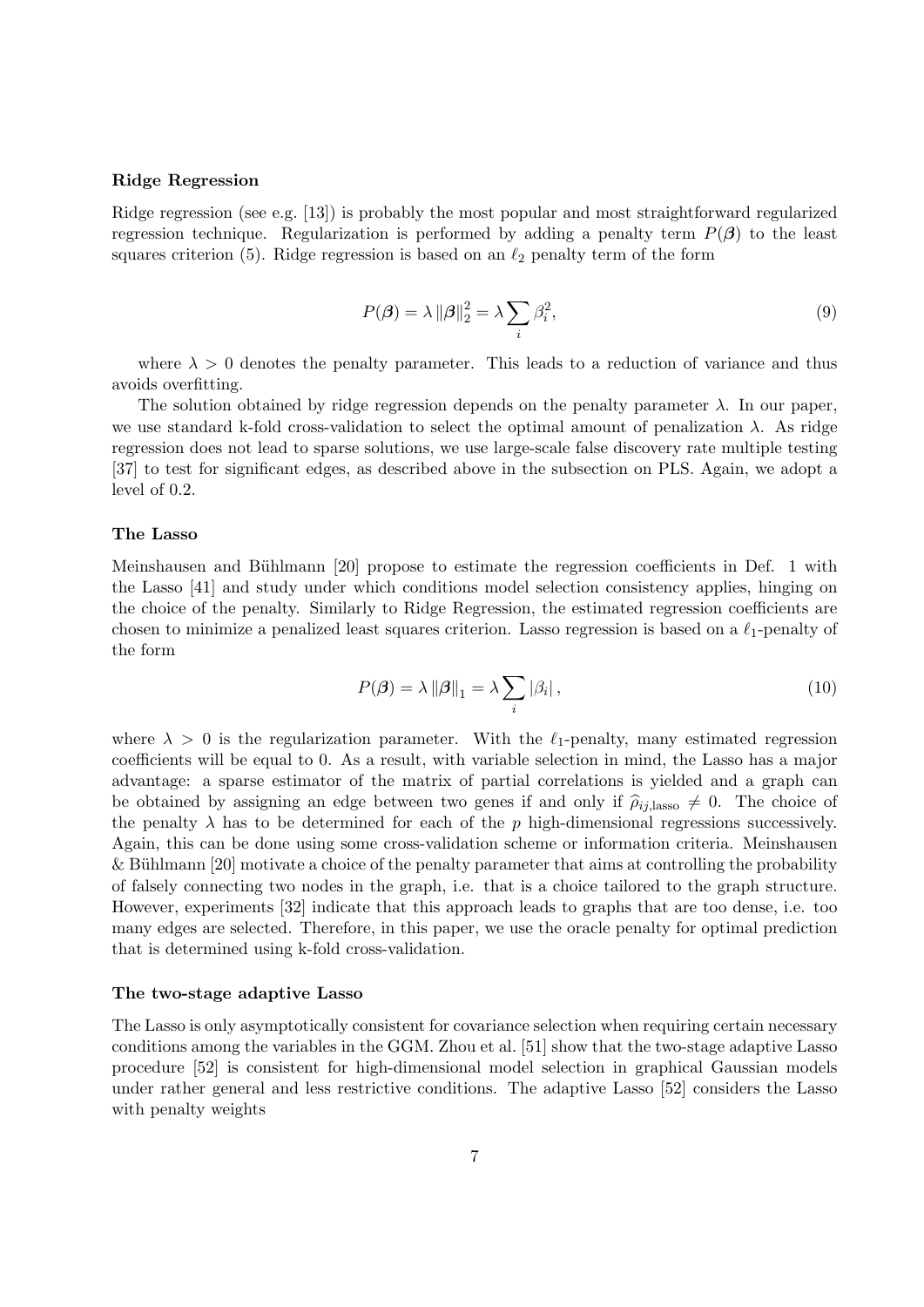**Ridge Regression**

Ridge regression (see e.g. [13]) is probably the most popular and most straightforward regularized regression technique. Regularization is performed by adding a penalty term $P(\boldsymbol{\beta})$ to the least squares criterion (5). Ridge regression is based on an $\ell_2$ penalty term of the form

$$P(\boldsymbol{\beta}) = \lambda \|\boldsymbol{\beta}\|_2^2 = \lambda \sum_i \beta_i^2, \tag{9}$$

where $\lambda > 0$ denotes the penalty parameter. This leads to a reduction of variance and thus avoids overfitting.

The solution obtained by ridge regression depends on the penalty parameter $\lambda$. In our paper, we use standard k-fold cross-validation to select the optimal amount of penalization $\lambda$. As ridge regression does not lead to sparse solutions, we use large-scale false discovery rate multiple testing [37] to test for significant edges, as described above in the subsection on PLS. Again, we adopt a level of 0.2.

**The Lasso**

Meinshausen and Bühlmann [20] propose to estimate the regression coefficients in Def. 1 with the Lasso [41] and study under which conditions model selection consistency applies, hinging on the choice of the penalty. Similarly to Ridge Regression, the estimated regression coefficients are chosen to minimize a penalized least squares criterion. Lasso regression is based on a $\ell_1$-penalty of the form

$$P(\boldsymbol{\beta}) = \lambda \|\boldsymbol{\beta}\|_1 = \lambda \sum_i |\beta_i|, \tag{10}$$

where $\lambda > 0$ is the regularization parameter. With the $\ell_1$-penalty, many estimated regression coefficients will be equal to 0. As a result, with variable selection in mind, the Lasso has a major advantage: a sparse estimator of the matrix of partial correlations is yielded and a graph can be obtained by assigning an edge between two genes if and only if $\widehat{\rho}_{ij,\text{lasso}} \neq 0$. The choice of the penalty $\lambda$ has to be determined for each of the $p$ high-dimensional regressions successively. Again, this can be done using some cross-validation scheme or information criteria. Meinshausen & Bühlmann [20] motivate a choice of the penalty parameter that aims at controlling the probability of falsely connecting two nodes in the graph, i.e. that is a choice tailored to the graph structure. However, experiments [32] indicate that this approach leads to graphs that are too dense, i.e. too many edges are selected. Therefore, in this paper, we use the oracle penalty for optimal prediction that is determined using k-fold cross-validation.

**The two-stage adaptive Lasso**

The Lasso is only asymptotically consistent for covariance selection when requiring certain necessary conditions among the variables in the GGM. Zhou et al. [51] show that the two-stage adaptive Lasso procedure [52] is consistent for high-dimensional model selection in graphical Gaussian models under rather general and less restrictive conditions. The adaptive Lasso [52] considers the Lasso with penalty weights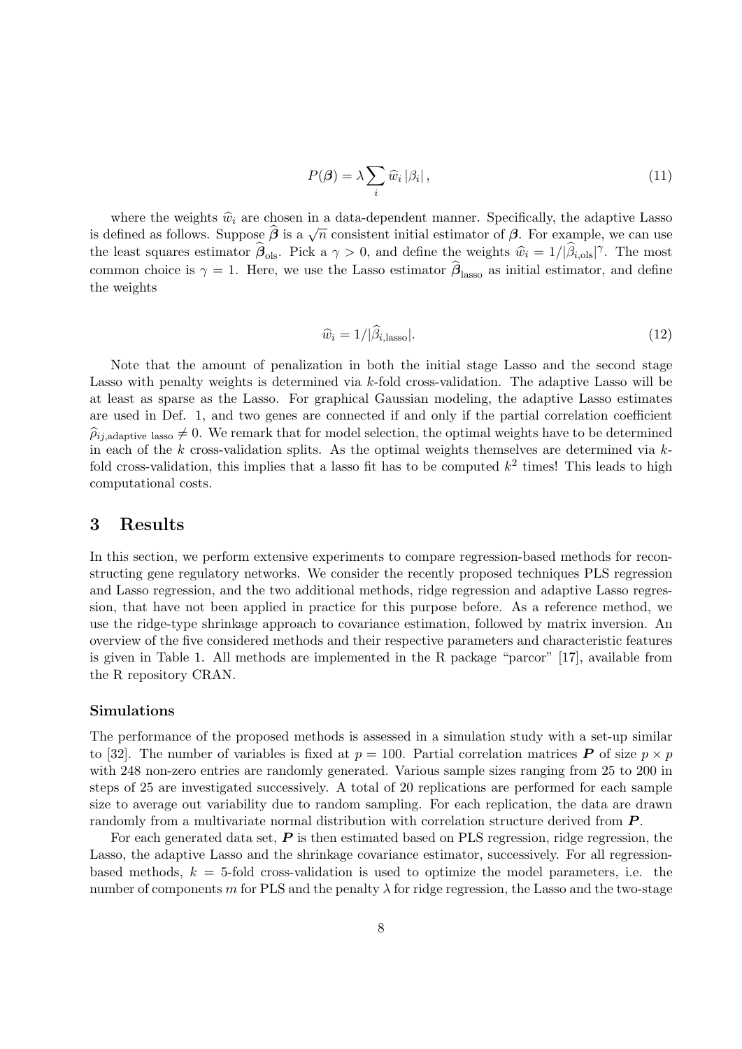$$P(\boldsymbol{\beta}) = \lambda \sum_i \widehat{w}_i \, |\beta_i| \,, \tag{11}$$

where the weights $\widehat{w}_i$ are chosen in a data-dependent manner. Specifically, the adaptive Lasso is defined as follows. Suppose $\widehat{\boldsymbol{\beta}}$ is a $\sqrt{n}$ consistent initial estimator of $\boldsymbol{\beta}$. For example, we can use the least squares estimator $\widehat{\boldsymbol{\beta}}_{\text{ols}}$. Pick a $\gamma > 0$, and define the weights $\widehat{w}_i = 1/|\widehat{\beta}_{i,\text{ols}}|^{\gamma}$. The most common choice is $\gamma = 1$. Here, we use the Lasso estimator $\widehat{\boldsymbol{\beta}}_{\text{lasso}}$ as initial estimator, and define the weights

$$\widehat{w}_i = 1/|\widehat{\beta}_{i,\text{lasso}}|. \tag{12}$$

Note that the amount of penalization in both the initial stage Lasso and the second stage Lasso with penalty weights is determined via $k$-fold cross-validation. The adaptive Lasso will be at least as sparse as the Lasso. For graphical Gaussian modeling, the adaptive Lasso estimates are used in Def. 1, and two genes are connected if and only if the partial correlation coefficient $\widehat{\rho}_{ij,\text{adaptive lasso}} \neq 0$. We remark that for model selection, the optimal weights have to be determined in each of the $k$ cross-validation splits. As the optimal weights themselves are determined via $k$-fold cross-validation, this implies that a lasso fit has to be computed $k^2$ times! This leads to high computational costs.

## 3 Results

In this section, we perform extensive experiments to compare regression-based methods for reconstructing gene regulatory networks. We consider the recently proposed techniques PLS regression and Lasso regression, and the two additional methods, ridge regression and adaptive Lasso regression, that have not been applied in practice for this purpose before. As a reference method, we use the ridge-type shrinkage approach to covariance estimation, followed by matrix inversion. An overview of the five considered methods and their respective parameters and characteristic features is given in Table 1. All methods are implemented in the R package "parcor" [17], available from the R repository CRAN.

### Simulations

The performance of the proposed methods is assessed in a simulation study with a set-up similar to [32]. The number of variables is fixed at $p = 100$. Partial correlation matrices $\boldsymbol{P}$ of size $p \times p$ with 248 non-zero entries are randomly generated. Various sample sizes ranging from 25 to 200 in steps of 25 are investigated successively. A total of 20 replications are performed for each sample size to average out variability due to random sampling. For each replication, the data are drawn randomly from a multivariate normal distribution with correlation structure derived from $\boldsymbol{P}$.

For each generated data set, $\boldsymbol{P}$ is then estimated based on PLS regression, ridge regression, the Lasso, the adaptive Lasso and the shrinkage covariance estimator, successively. For all regression-based methods, $k = 5$-fold cross-validation is used to optimize the model parameters, i.e. the number of components $m$ for PLS and the penalty $\lambda$ for ridge regression, the Lasso and the two-stage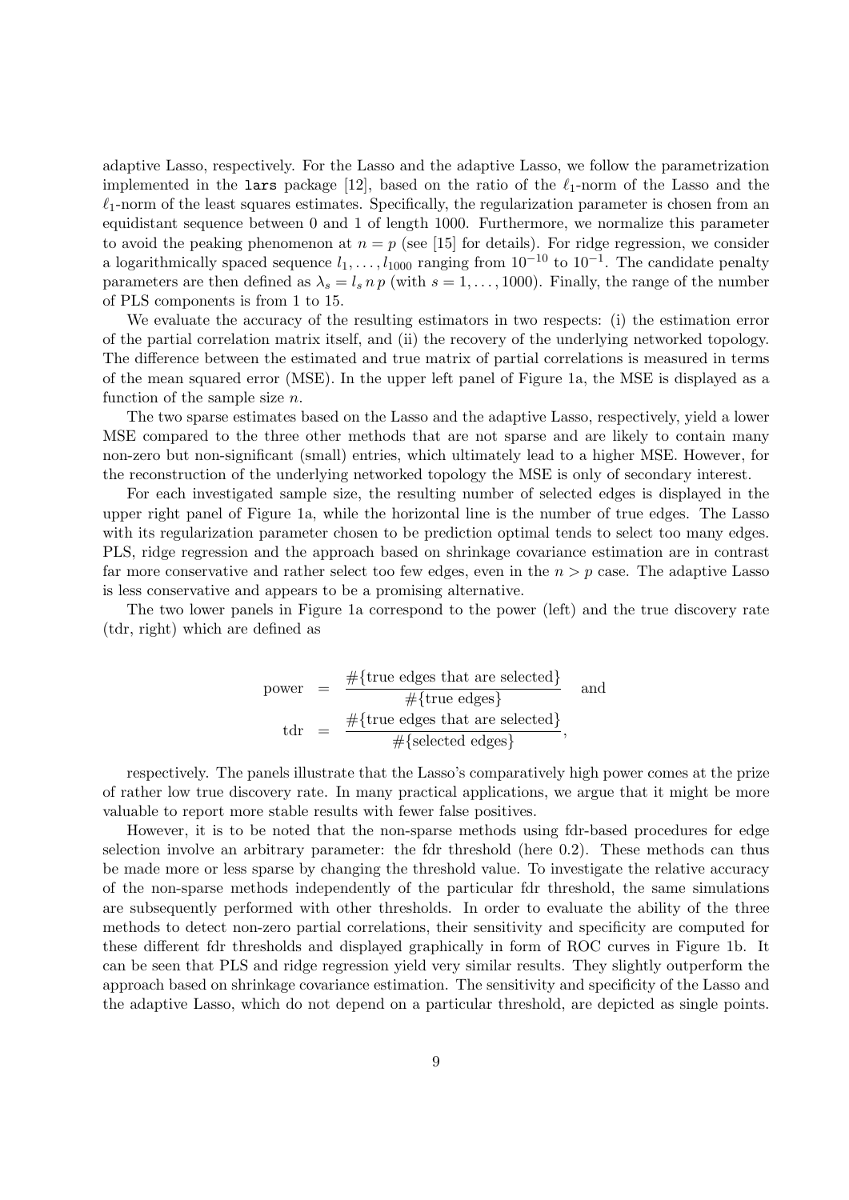adaptive Lasso, respectively. For the Lasso and the adaptive Lasso, we follow the parametrization implemented in the `lars` package [12], based on the ratio of the $\ell_1$-norm of the Lasso and the $\ell_1$-norm of the least squares estimates. Specifically, the regularization parameter is chosen from an equidistant sequence between 0 and 1 of length 1000. Furthermore, we normalize this parameter to avoid the peaking phenomenon at $n = p$ (see [15] for details). For ridge regression, we consider a logarithmically spaced sequence $l_1, \ldots, l_{1000}$ ranging from $10^{-10}$ to $10^{-1}$. The candidate penalty parameters are then defined as $\lambda_s = l_s \, n \, p$ (with $s = 1, \ldots, 1000$). Finally, the range of the number of PLS components is from 1 to 15.

We evaluate the accuracy of the resulting estimators in two respects: (i) the estimation error of the partial correlation matrix itself, and (ii) the recovery of the underlying networked topology. The difference between the estimated and true matrix of partial correlations is measured in terms of the mean squared error (MSE). In the upper left panel of Figure 1a, the MSE is displayed as a function of the sample size $n$.

The two sparse estimates based on the Lasso and the adaptive Lasso, respectively, yield a lower MSE compared to the three other methods that are not sparse and are likely to contain many non-zero but non-significant (small) entries, which ultimately lead to a higher MSE. However, for the reconstruction of the underlying networked topology the MSE is only of secondary interest.

For each investigated sample size, the resulting number of selected edges is displayed in the upper right panel of Figure 1a, while the horizontal line is the number of true edges. The Lasso with its regularization parameter chosen to be prediction optimal tends to select too many edges. PLS, ridge regression and the approach based on shrinkage covariance estimation are in contrast far more conservative and rather select too few edges, even in the $n > p$ case. The adaptive Lasso is less conservative and appears to be a promising alternative.

The two lower panels in Figure 1a correspond to the power (left) and the true discovery rate (tdr, right) which are defined as

$$
\begin{aligned}
\text{power} &= \frac{\#\{\text{true edges that are selected}\}}{\#\{\text{true edges}\}} \quad \text{and} \\
\text{tdr} &= \frac{\#\{\text{true edges that are selected}\}}{\#\{\text{selected edges}\}},
\end{aligned}
$$

respectively. The panels illustrate that the Lasso's comparatively high power comes at the prize of rather low true discovery rate. In many practical applications, we argue that it might be more valuable to report more stable results with fewer false positives.

However, it is to be noted that the non-sparse methods using fdr-based procedures for edge selection involve an arbitrary parameter: the fdr threshold (here 0.2). These methods can thus be made more or less sparse by changing the threshold value. To investigate the relative accuracy of the non-sparse methods independently of the particular fdr threshold, the same simulations are subsequently performed with other thresholds. In order to evaluate the ability of the three methods to detect non-zero partial correlations, their sensitivity and specificity are computed for these different fdr thresholds and displayed graphically in form of ROC curves in Figure 1b. It can be seen that PLS and ridge regression yield very similar results. They slightly outperform the approach based on shrinkage covariance estimation. The sensitivity and specificity of the Lasso and the adaptive Lasso, which do not depend on a particular threshold, are depicted as single points.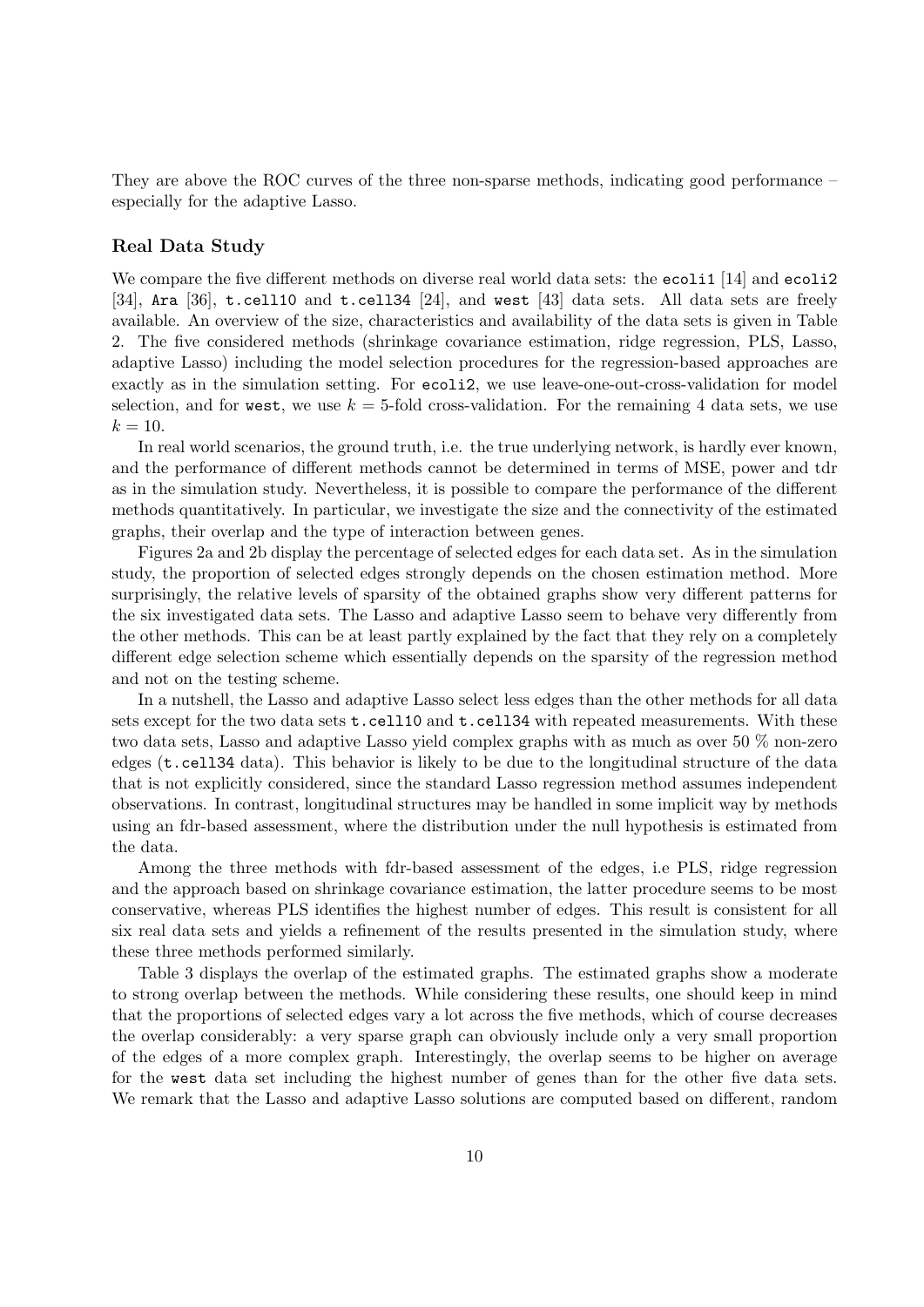They are above the ROC curves of the three non-sparse methods, indicating good performance – especially for the adaptive Lasso.

### Real Data Study

We compare the five different methods on diverse real world data sets: the `ecoli1` [14] and `ecoli2` [34], `Ara` [36], `t.cell10` and `t.cell34` [24], and `west` [43] data sets. All data sets are freely available. An overview of the size, characteristics and availability of the data sets is given in Table 2. The five considered methods (shrinkage covariance estimation, ridge regression, PLS, Lasso, adaptive Lasso) including the model selection procedures for the regression-based approaches are exactly as in the simulation setting. For `ecoli2`, we use leave-one-out-cross-validation for model selection, and for `west`, we use $k = 5$-fold cross-validation. For the remaining 4 data sets, we use $k = 10$.

In real world scenarios, the ground truth, i.e. the true underlying network, is hardly ever known, and the performance of different methods cannot be determined in terms of MSE, power and tdr as in the simulation study. Nevertheless, it is possible to compare the performance of the different methods quantitatively. In particular, we investigate the size and the connectivity of the estimated graphs, their overlap and the type of interaction between genes.

Figures 2a and 2b display the percentage of selected edges for each data set. As in the simulation study, the proportion of selected edges strongly depends on the chosen estimation method. More surprisingly, the relative levels of sparsity of the obtained graphs show very different patterns for the six investigated data sets. The Lasso and adaptive Lasso seem to behave very differently from the other methods. This can be at least partly explained by the fact that they rely on a completely different edge selection scheme which essentially depends on the sparsity of the regression method and not on the testing scheme.

In a nutshell, the Lasso and adaptive Lasso select less edges than the other methods for all data sets except for the two data sets `t.cell10` and `t.cell34` with repeated measurements. With these two data sets, Lasso and adaptive Lasso yield complex graphs with as much as over 50 % non-zero edges (`t.cell34` data). This behavior is likely to be due to the longitudinal structure of the data that is not explicitly considered, since the standard Lasso regression method assumes independent observations. In contrast, longitudinal structures may be handled in some implicit way by methods using an fdr-based assessment, where the distribution under the null hypothesis is estimated from the data.

Among the three methods with fdr-based assessment of the edges, i.e PLS, ridge regression and the approach based on shrinkage covariance estimation, the latter procedure seems to be most conservative, whereas PLS identifies the highest number of edges. This result is consistent for all six real data sets and yields a refinement of the results presented in the simulation study, where these three methods performed similarly.

Table 3 displays the overlap of the estimated graphs. The estimated graphs show a moderate to strong overlap between the methods. While considering these results, one should keep in mind that the proportions of selected edges vary a lot across the five methods, which of course decreases the overlap considerably: a very sparse graph can obviously include only a very small proportion of the edges of a more complex graph. Interestingly, the overlap seems to be higher on average for the `west` data set including the highest number of genes than for the other five data sets. We remark that the Lasso and adaptive Lasso solutions are computed based on different, random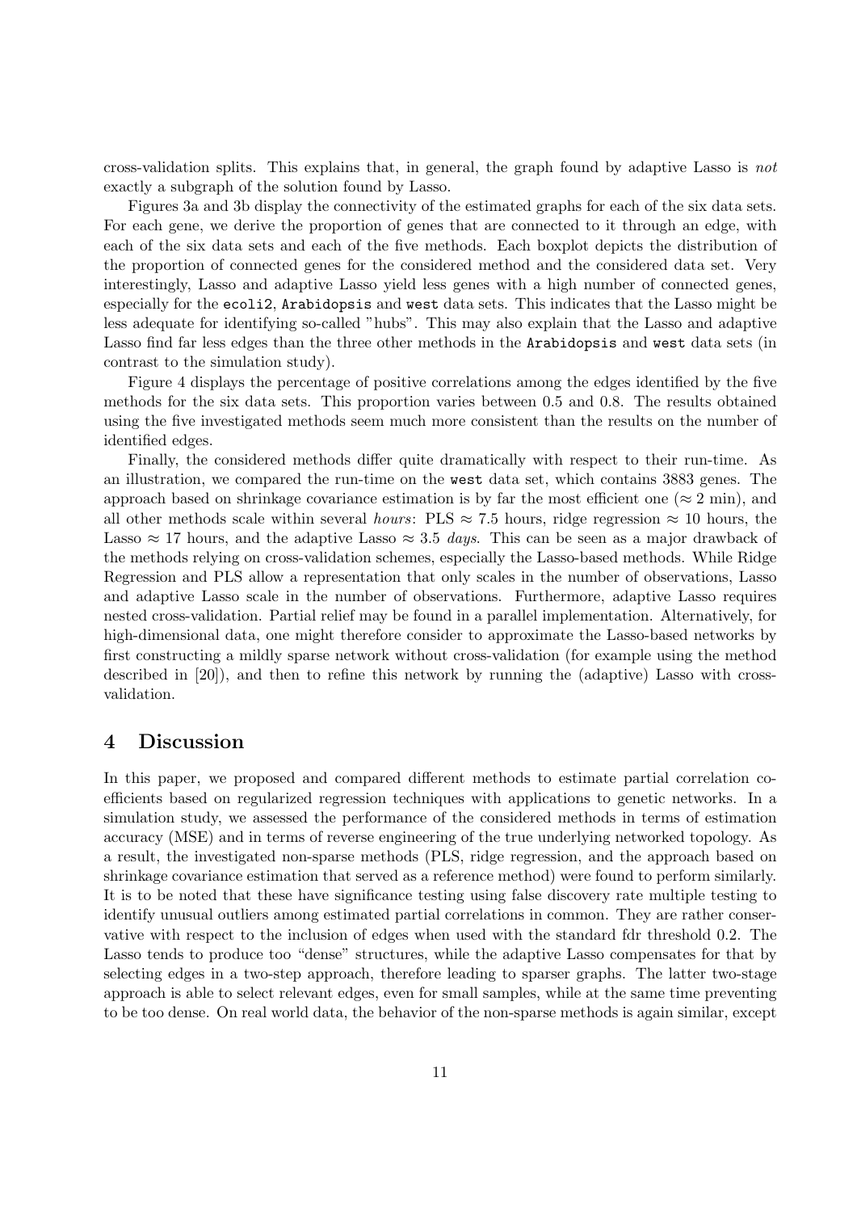cross-validation splits. This explains that, in general, the graph found by adaptive Lasso is *not* exactly a subgraph of the solution found by Lasso.

Figures 3a and 3b display the connectivity of the estimated graphs for each of the six data sets. For each gene, we derive the proportion of genes that are connected to it through an edge, with each of the six data sets and each of the five methods. Each boxplot depicts the distribution of the proportion of connected genes for the considered method and the considered data set. Very interestingly, Lasso and adaptive Lasso yield less genes with a high number of connected genes, especially for the `ecoli2`, `Arabidopsis` and `west` data sets. This indicates that the Lasso might be less adequate for identifying so-called "hubs". This may also explain that the Lasso and adaptive Lasso find far less edges than the three other methods in the `Arabidopsis` and `west` data sets (in contrast to the simulation study).

Figure 4 displays the percentage of positive correlations among the edges identified by the five methods for the six data sets. This proportion varies between 0.5 and 0.8. The results obtained using the five investigated methods seem much more consistent than the results on the number of identified edges.

Finally, the considered methods differ quite dramatically with respect to their run-time. As an illustration, we compared the run-time on the `west` data set, which contains 3883 genes. The approach based on shrinkage covariance estimation is by far the most efficient one ($\approx 2$ min), and all other methods scale within several *hours*: PLS $\approx 7.5$ hours, ridge regression $\approx 10$ hours, the Lasso $\approx 17$ hours, and the adaptive Lasso $\approx 3.5$ *days*. This can be seen as a major drawback of the methods relying on cross-validation schemes, especially the Lasso-based methods. While Ridge Regression and PLS allow a representation that only scales in the number of observations, Lasso and adaptive Lasso scale in the number of observations. Furthermore, adaptive Lasso requires nested cross-validation. Partial relief may be found in a parallel implementation. Alternatively, for high-dimensional data, one might therefore consider to approximate the Lasso-based networks by first constructing a mildly sparse network without cross-validation (for example using the method described in [20]), and then to refine this network by running the (adaptive) Lasso with cross-validation.

## 4 Discussion

In this paper, we proposed and compared different methods to estimate partial correlation coefficients based on regularized regression techniques with applications to genetic networks. In a simulation study, we assessed the performance of the considered methods in terms of estimation accuracy (MSE) and in terms of reverse engineering of the true underlying networked topology. As a result, the investigated non-sparse methods (PLS, ridge regression, and the approach based on shrinkage covariance estimation that served as a reference method) were found to perform similarly. It is to be noted that these have significance testing using false discovery rate multiple testing to identify unusual outliers among estimated partial correlations in common. They are rather conservative with respect to the inclusion of edges when used with the standard fdr threshold 0.2. The Lasso tends to produce too "dense" structures, while the adaptive Lasso compensates for that by selecting edges in a two-step approach, therefore leading to sparser graphs. The latter two-stage approach is able to select relevant edges, even for small samples, while at the same time preventing to be too dense. On real world data, the behavior of the non-sparse methods is again similar, except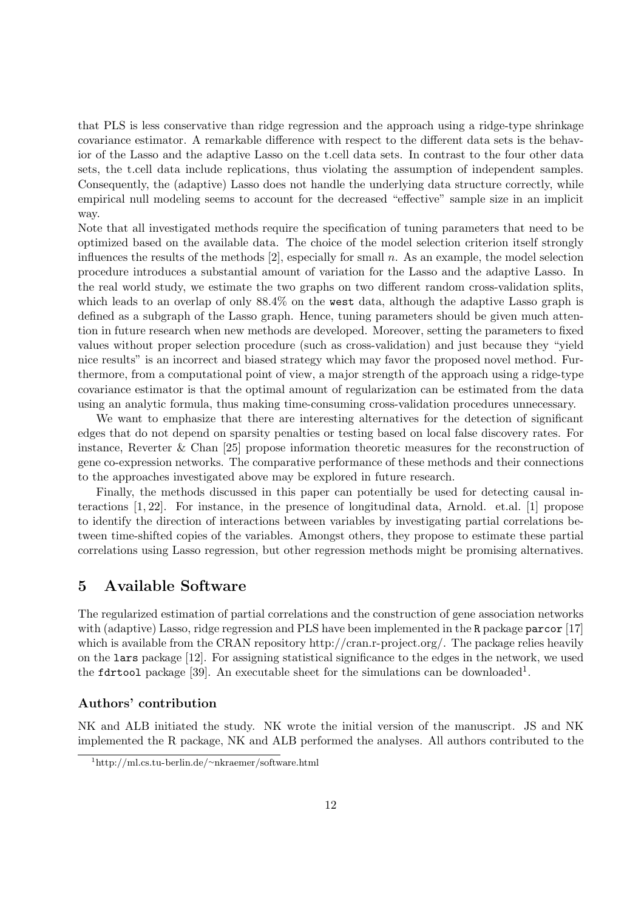that PLS is less conservative than ridge regression and the approach using a ridge-type shrinkage covariance estimator. A remarkable difference with respect to the different data sets is the behavior of the Lasso and the adaptive Lasso on the t.cell data sets. In contrast to the four other data sets, the t.cell data include replications, thus violating the assumption of independent samples. Consequently, the (adaptive) Lasso does not handle the underlying data structure correctly, while empirical null modeling seems to account for the decreased "effective" sample size in an implicit way.

Note that all investigated methods require the specification of tuning parameters that need to be optimized based on the available data. The choice of the model selection criterion itself strongly influences the results of the methods [2], especially for small $n$. As an example, the model selection procedure introduces a substantial amount of variation for the Lasso and the adaptive Lasso. In the real world study, we estimate the two graphs on two different random cross-validation splits, which leads to an overlap of only 88.4% on the `west` data, although the adaptive Lasso graph is defined as a subgraph of the Lasso graph. Hence, tuning parameters should be given much attention in future research when new methods are developed. Moreover, setting the parameters to fixed values without proper selection procedure (such as cross-validation) and just because they "yield nice results" is an incorrect and biased strategy which may favor the proposed novel method. Furthermore, from a computational point of view, a major strength of the approach using a ridge-type covariance estimator is that the optimal amount of regularization can be estimated from the data using an analytic formula, thus making time-consuming cross-validation procedures unnecessary.

We want to emphasize that there are interesting alternatives for the detection of significant edges that do not depend on sparsity penalties or testing based on local false discovery rates. For instance, Reverter & Chan [25] propose information theoretic measures for the reconstruction of gene co-expression networks. The comparative performance of these methods and their connections to the approaches investigated above may be explored in future research.

Finally, the methods discussed in this paper can potentially be used for detecting causal interactions [1, 22]. For instance, in the presence of longitudinal data, Arnold. et.al. [1] propose to identify the direction of interactions between variables by investigating partial correlations between time-shifted copies of the variables. Amongst others, they propose to estimate these partial correlations using Lasso regression, but other regression methods might be promising alternatives.

## 5 Available Software

The regularized estimation of partial correlations and the construction of gene association networks with (adaptive) Lasso, ridge regression and PLS have been implemented in the `R` package `parcor` [17] which is available from the CRAN repository http://cran.r-project.org/. The package relies heavily on the `lars` package [12]. For assigning statistical significance to the edges in the network, we used the `fdrtool` package [39]. An executable sheet for the simulations can be downloaded[1].

### Authors' contribution

NK and ALB initiated the study. NK wrote the initial version of the manuscript. JS and NK implemented the R package, NK and ALB performed the analyses. All authors contributed to the

[1] http://ml.cs.tu-berlin.de/~nkraemer/software.html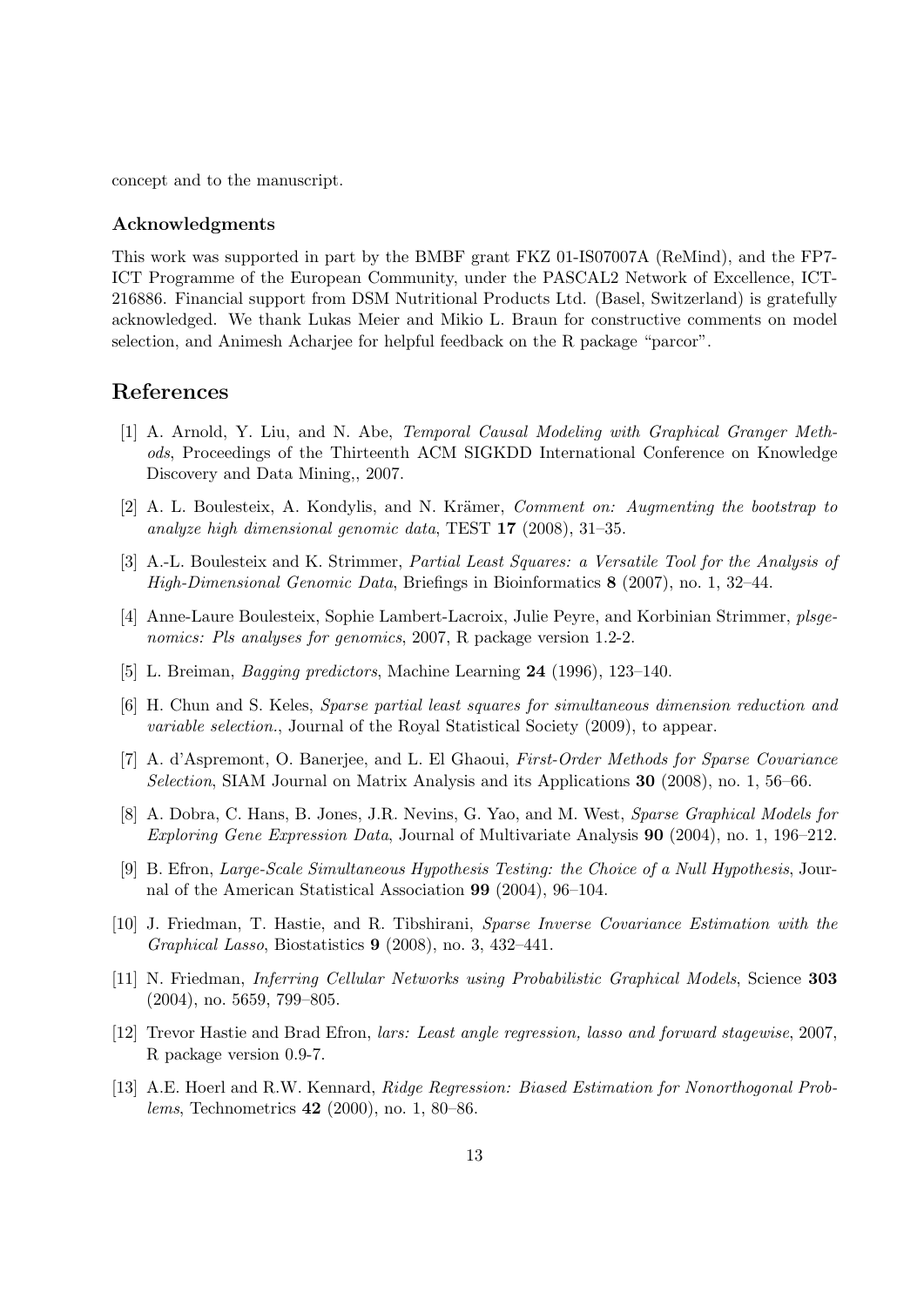concept and to the manuscript.

### Acknowledgments

This work was supported in part by the BMBF grant FKZ 01-IS07007A (ReMind), and the FP7-ICT Programme of the European Community, under the PASCAL2 Network of Excellence, ICT-216886. Financial support from DSM Nutritional Products Ltd. (Basel, Switzerland) is gratefully acknowledged. We thank Lukas Meier and Mikio L. Braun for constructive comments on model selection, and Animesh Acharjee for helpful feedback on the R package "parcor".

## References

[1] A. Arnold, Y. Liu, and N. Abe, *Temporal Causal Modeling with Graphical Granger Methods*, Proceedings of the Thirteenth ACM SIGKDD International Conference on Knowledge Discovery and Data Mining,, 2007.

[2] A. L. Boulesteix, A. Kondylis, and N. Krämer, *Comment on: Augmenting the bootstrap to analyze high dimensional genomic data*, TEST **17** (2008), 31–35.

[3] A.-L. Boulesteix and K. Strimmer, *Partial Least Squares: a Versatile Tool for the Analysis of High-Dimensional Genomic Data*, Briefings in Bioinformatics **8** (2007), no. 1, 32–44.

[4] Anne-Laure Boulesteix, Sophie Lambert-Lacroix, Julie Peyre, and Korbinian Strimmer, *plsgenomics: Pls analyses for genomics*, 2007, R package version 1.2-2.

[5] L. Breiman, *Bagging predictors*, Machine Learning **24** (1996), 123–140.

[6] H. Chun and S. Keles, *Sparse partial least squares for simultaneous dimension reduction and variable selection.*, Journal of the Royal Statistical Society (2009), to appear.

[7] A. d'Aspremont, O. Banerjee, and L. El Ghaoui, *First-Order Methods for Sparse Covariance Selection*, SIAM Journal on Matrix Analysis and its Applications **30** (2008), no. 1, 56–66.

[8] A. Dobra, C. Hans, B. Jones, J.R. Nevins, G. Yao, and M. West, *Sparse Graphical Models for Exploring Gene Expression Data*, Journal of Multivariate Analysis **90** (2004), no. 1, 196–212.

[9] B. Efron, *Large-Scale Simultaneous Hypothesis Testing: the Choice of a Null Hypothesis*, Journal of the American Statistical Association **99** (2004), 96–104.

[10] J. Friedman, T. Hastie, and R. Tibshirani, *Sparse Inverse Covariance Estimation with the Graphical Lasso*, Biostatistics **9** (2008), no. 3, 432–441.

[11] N. Friedman, *Inferring Cellular Networks using Probabilistic Graphical Models*, Science **303** (2004), no. 5659, 799–805.

[12] Trevor Hastie and Brad Efron, *lars: Least angle regression, lasso and forward stagewise*, 2007, R package version 0.9-7.

[13] A.E. Hoerl and R.W. Kennard, *Ridge Regression: Biased Estimation for Nonorthogonal Problems*, Technometrics **42** (2000), no. 1, 80–86.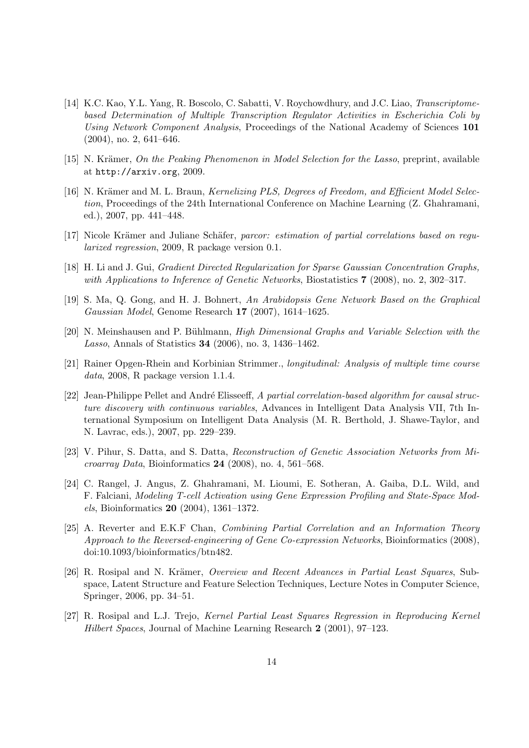[14] K.C. Kao, Y.L. Yang, R. Boscolo, C. Sabatti, V. Roychowdhury, and J.C. Liao, *Transcriptome-based Determination of Multiple Transcription Regulator Activities in Escherichia Coli by Using Network Component Analysis*, Proceedings of the National Academy of Sciences **101** (2004), no. 2, 641–646.

[15] N. Krämer, *On the Peaking Phenomenon in Model Selection for the Lasso*, preprint, available at `http://arxiv.org`, 2009.

[16] N. Krämer and M. L. Braun, *Kernelizing PLS, Degrees of Freedom, and Efficient Model Selection*, Proceedings of the 24th International Conference on Machine Learning (Z. Ghahramani, ed.), 2007, pp. 441–448.

[17] Nicole Krämer and Juliane Schäfer, *parcor: estimation of partial correlations based on regularized regression*, 2009, R package version 0.1.

[18] H. Li and J. Gui, *Gradient Directed Regularization for Sparse Gaussian Concentration Graphs, with Applications to Inference of Genetic Networks*, Biostatistics **7** (2008), no. 2, 302–317.

[19] S. Ma, Q. Gong, and H. J. Bohnert, *An Arabidopsis Gene Network Based on the Graphical Gaussian Model*, Genome Research **17** (2007), 1614–1625.

[20] N. Meinshausen and P. Bühlmann, *High Dimensional Graphs and Variable Selection with the Lasso*, Annals of Statistics **34** (2006), no. 3, 1436–1462.

[21] Rainer Opgen-Rhein and Korbinian Strimmer., *longitudinal: Analysis of multiple time course data*, 2008, R package version 1.1.4.

[22] Jean-Philippe Pellet and André Elisseeff, *A partial correlation-based algorithm for causal structure discovery with continuous variables*, Advances in Intelligent Data Analysis VII, 7th International Symposium on Intelligent Data Analysis (M. R. Berthold, J. Shawe-Taylor, and N. Lavrac, eds.), 2007, pp. 229–239.

[23] V. Pihur, S. Datta, and S. Datta, *Reconstruction of Genetic Association Networks from Microarray Data*, Bioinformatics **24** (2008), no. 4, 561–568.

[24] C. Rangel, J. Angus, Z. Ghahramani, M. Lioumi, E. Sotheran, A. Gaiba, D.L. Wild, and F. Falciani, *Modeling T-cell Activation using Gene Expression Profiling and State-Space Models*, Bioinformatics **20** (2004), 1361–1372.

[25] A. Reverter and E.K.F Chan, *Combining Partial Correlation and an Information Theory Approach to the Reversed-engineering of Gene Co-expression Networks*, Bioinformatics (2008), doi:10.1093/bioinformatics/btn482.

[26] R. Rosipal and N. Krämer, *Overview and Recent Advances in Partial Least Squares*, Subspace, Latent Structure and Feature Selection Techniques, Lecture Notes in Computer Science, Springer, 2006, pp. 34–51.

[27] R. Rosipal and L.J. Trejo, *Kernel Partial Least Squares Regression in Reproducing Kernel Hilbert Spaces*, Journal of Machine Learning Research **2** (2001), 97–123.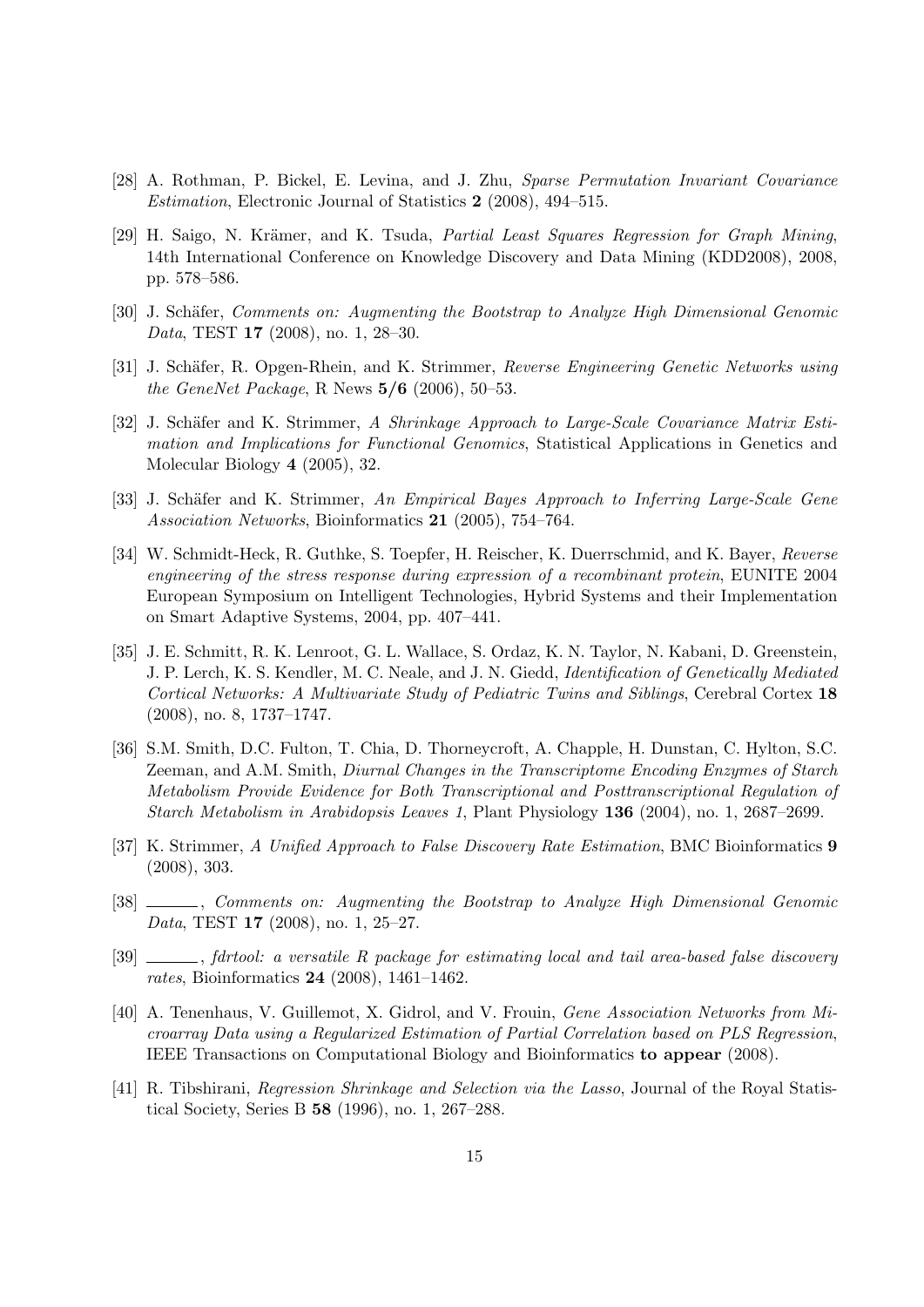[28] A. Rothman, P. Bickel, E. Levina, and J. Zhu, *Sparse Permutation Invariant Covariance Estimation*, Electronic Journal of Statistics **2** (2008), 494–515.

[29] H. Saigo, N. Krämer, and K. Tsuda, *Partial Least Squares Regression for Graph Mining*, 14th International Conference on Knowledge Discovery and Data Mining (KDD2008), 2008, pp. 578–586.

[30] J. Schäfer, *Comments on: Augmenting the Bootstrap to Analyze High Dimensional Genomic Data*, TEST **17** (2008), no. 1, 28–30.

[31] J. Schäfer, R. Opgen-Rhein, and K. Strimmer, *Reverse Engineering Genetic Networks using the GeneNet Package*, R News **5/6** (2006), 50–53.

[32] J. Schäfer and K. Strimmer, *A Shrinkage Approach to Large-Scale Covariance Matrix Estimation and Implications for Functional Genomics*, Statistical Applications in Genetics and Molecular Biology **4** (2005), 32.

[33] J. Schäfer and K. Strimmer, *An Empirical Bayes Approach to Inferring Large-Scale Gene Association Networks*, Bioinformatics **21** (2005), 754–764.

[34] W. Schmidt-Heck, R. Guthke, S. Toepfer, H. Reischer, K. Duerrschmid, and K. Bayer, *Reverse engineering of the stress response during expression of a recombinant protein*, EUNITE 2004 European Symposium on Intelligent Technologies, Hybrid Systems and their Implementation on Smart Adaptive Systems, 2004, pp. 407–441.

[35] J. E. Schmitt, R. K. Lenroot, G. L. Wallace, S. Ordaz, K. N. Taylor, N. Kabani, D. Greenstein, J. P. Lerch, K. S. Kendler, M. C. Neale, and J. N. Giedd, *Identification of Genetically Mediated Cortical Networks: A Multivariate Study of Pediatric Twins and Siblings*, Cerebral Cortex **18** (2008), no. 8, 1737–1747.

[36] S.M. Smith, D.C. Fulton, T. Chia, D. Thorneycroft, A. Chapple, H. Dunstan, C. Hylton, S.C. Zeeman, and A.M. Smith, *Diurnal Changes in the Transcriptome Encoding Enzymes of Starch Metabolism Provide Evidence for Both Transcriptional and Posttranscriptional Regulation of Starch Metabolism in Arabidopsis Leaves 1*, Plant Physiology **136** (2004), no. 1, 2687–2699.

[37] K. Strimmer, *A Unified Approach to False Discovery Rate Estimation*, BMC Bioinformatics **9** (2008), 303.

[38] ______, *Comments on: Augmenting the Bootstrap to Analyze High Dimensional Genomic Data*, TEST **17** (2008), no. 1, 25–27.

[39] ______, *fdrtool: a versatile R package for estimating local and tail area-based false discovery rates*, Bioinformatics **24** (2008), 1461–1462.

[40] A. Tenenhaus, V. Guillemot, X. Gidrol, and V. Frouin, *Gene Association Networks from Microarray Data using a Regularized Estimation of Partial Correlation based on PLS Regression*, IEEE Transactions on Computational Biology and Bioinformatics **to appear** (2008).

[41] R. Tibshirani, *Regression Shrinkage and Selection via the Lasso*, Journal of the Royal Statistical Society, Series B **58** (1996), no. 1, 267–288.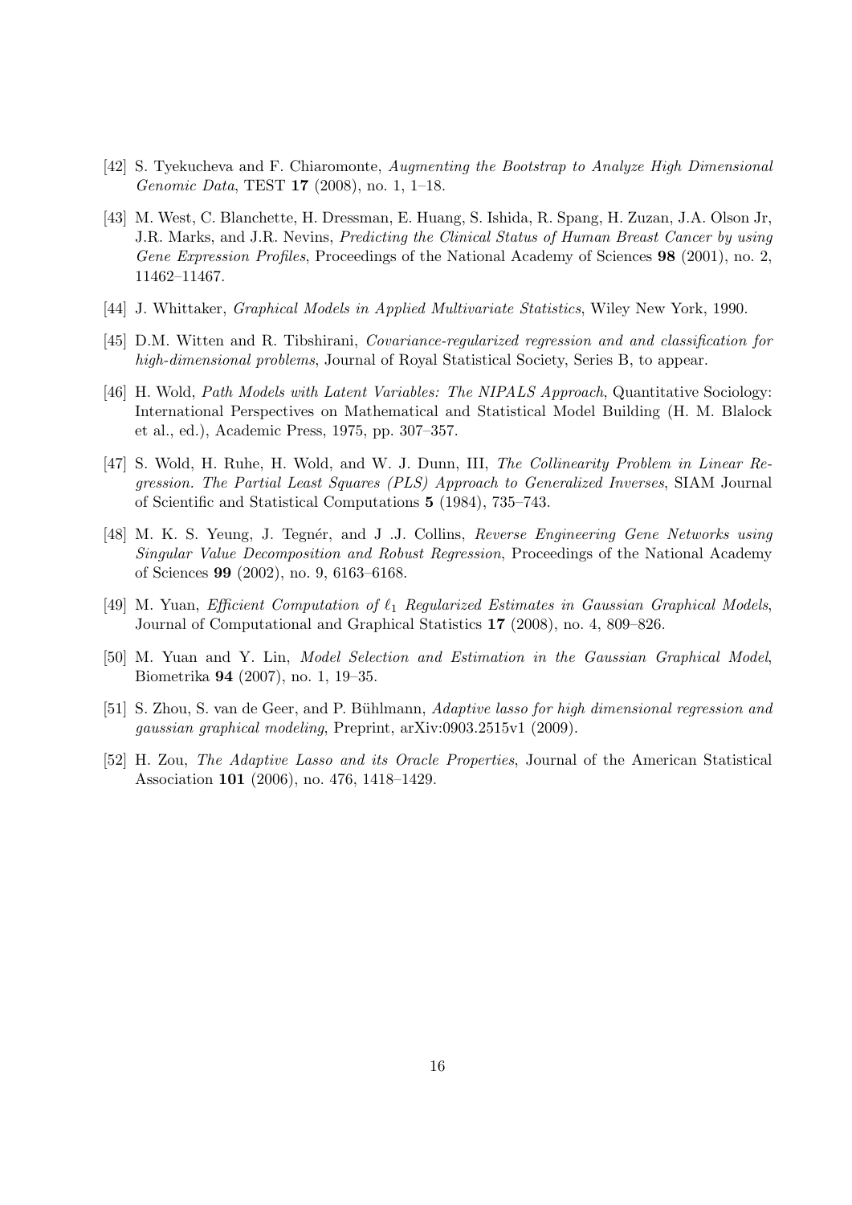[42] S. Tyekucheva and F. Chiaromonte, *Augmenting the Bootstrap to Analyze High Dimensional Genomic Data*, TEST **17** (2008), no. 1, 1–18.

[43] M. West, C. Blanchette, H. Dressman, E. Huang, S. Ishida, R. Spang, H. Zuzan, J.A. Olson Jr, J.R. Marks, and J.R. Nevins, *Predicting the Clinical Status of Human Breast Cancer by using Gene Expression Profiles*, Proceedings of the National Academy of Sciences **98** (2001), no. 2, 11462–11467.

[44] J. Whittaker, *Graphical Models in Applied Multivariate Statistics*, Wiley New York, 1990.

[45] D.M. Witten and R. Tibshirani, *Covariance-regularized regression and and classification for high-dimensional problems*, Journal of Royal Statistical Society, Series B, to appear.

[46] H. Wold, *Path Models with Latent Variables: The NIPALS Approach*, Quantitative Sociology: International Perspectives on Mathematical and Statistical Model Building (H. M. Blalock et al., ed.), Academic Press, 1975, pp. 307–357.

[47] S. Wold, H. Ruhe, H. Wold, and W. J. Dunn, III, *The Collinearity Problem in Linear Regression. The Partial Least Squares (PLS) Approach to Generalized Inverses*, SIAM Journal of Scientific and Statistical Computations **5** (1984), 735–743.

[48] M. K. S. Yeung, J. Tegnér, and J .J. Collins, *Reverse Engineering Gene Networks using Singular Value Decomposition and Robust Regression*, Proceedings of the National Academy of Sciences **99** (2002), no. 9, 6163–6168.

[49] M. Yuan, *Efficient Computation of $\ell_1$ Regularized Estimates in Gaussian Graphical Models*, Journal of Computational and Graphical Statistics **17** (2008), no. 4, 809–826.

[50] M. Yuan and Y. Lin, *Model Selection and Estimation in the Gaussian Graphical Model*, Biometrika **94** (2007), no. 1, 19–35.

[51] S. Zhou, S. van de Geer, and P. Bühlmann, *Adaptive lasso for high dimensional regression and gaussian graphical modeling*, Preprint, arXiv:0903.2515v1 (2009).

[52] H. Zou, *The Adaptive Lasso and its Oracle Properties*, Journal of the American Statistical Association **101** (2006), no. 476, 1418–1429.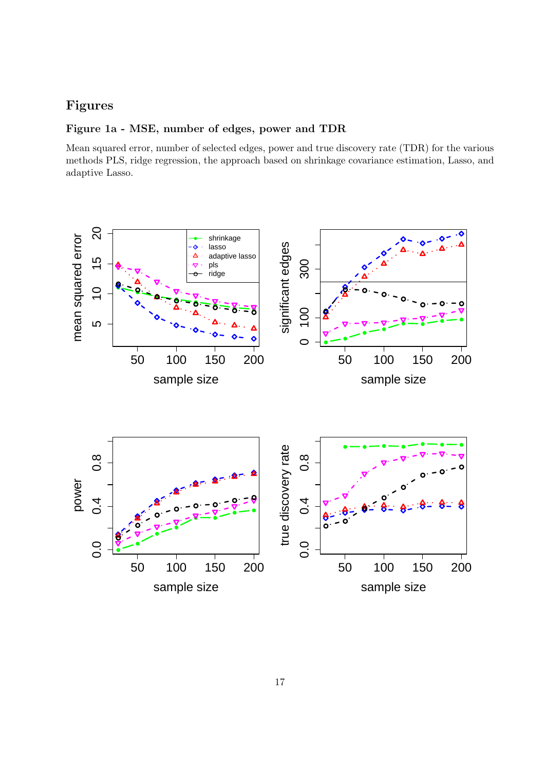# Figures

### Figure 1a - MSE, number of edges, power and TDR

Mean squared error, number of selected edges, power and true discovery rate (TDR) for the various methods PLS, ridge regression, the approach based on shrinkage covariance estimation, Lasso, and adaptive Lasso.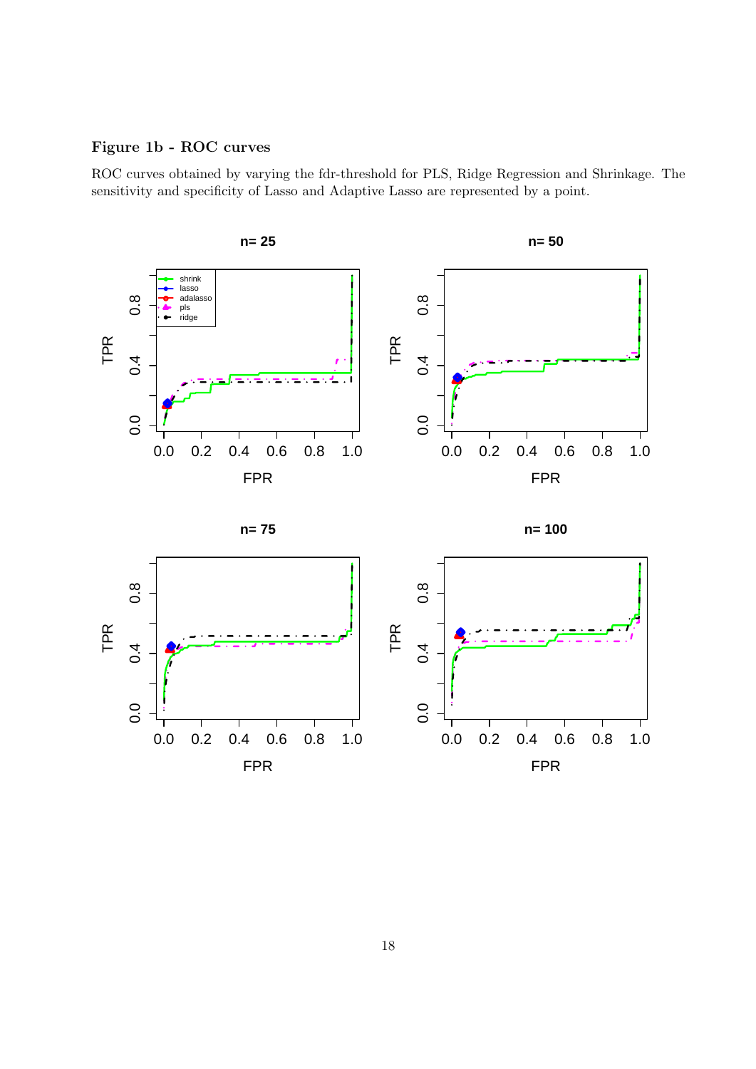**Figure 1b - ROC curves**

ROC curves obtained by varying the fdr-threshold for PLS, Ridge Regression and Shrinkage. The sensitivity and specificity of Lasso and Adaptive Lasso are represented by a point.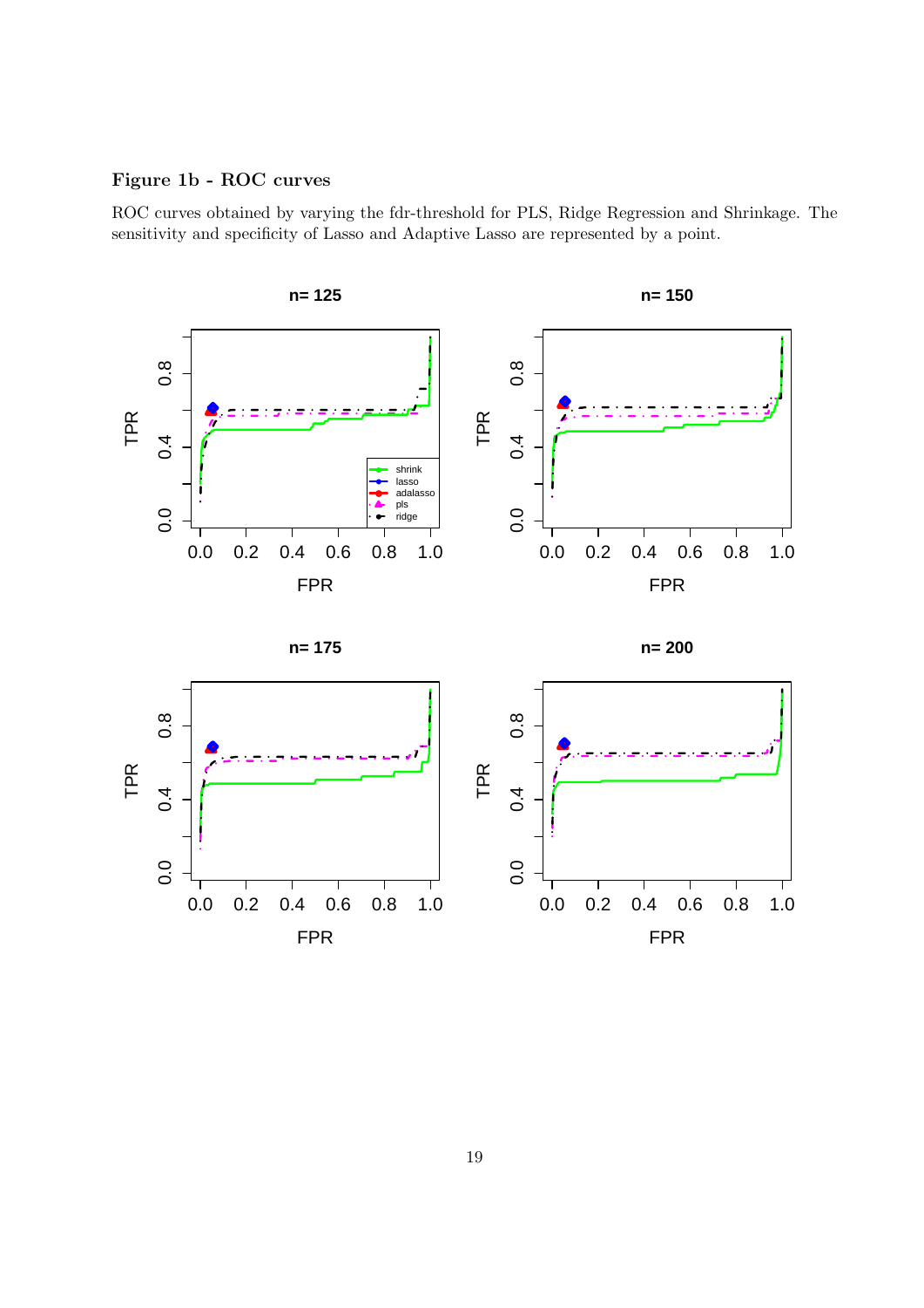**Figure 1b - ROC curves**

ROC curves obtained by varying the fdr-threshold for PLS, Ridge Regression and Shrinkage. The sensitivity and specificity of Lasso and Adaptive Lasso are represented by a point.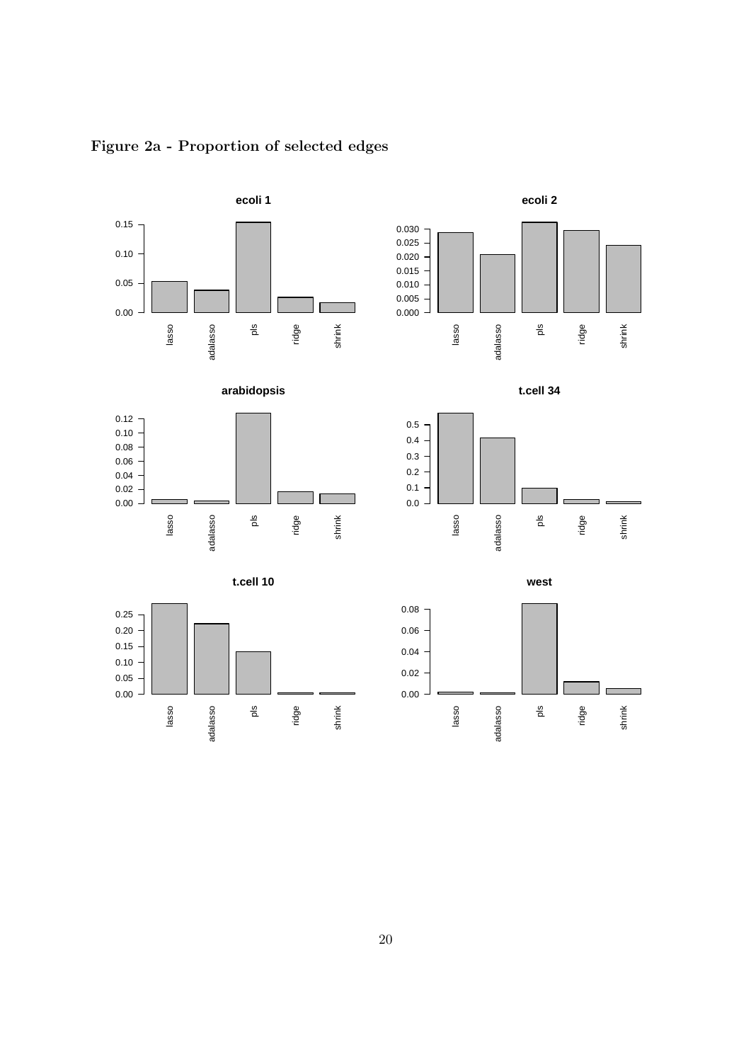**Figure 2a - Proportion of selected edges**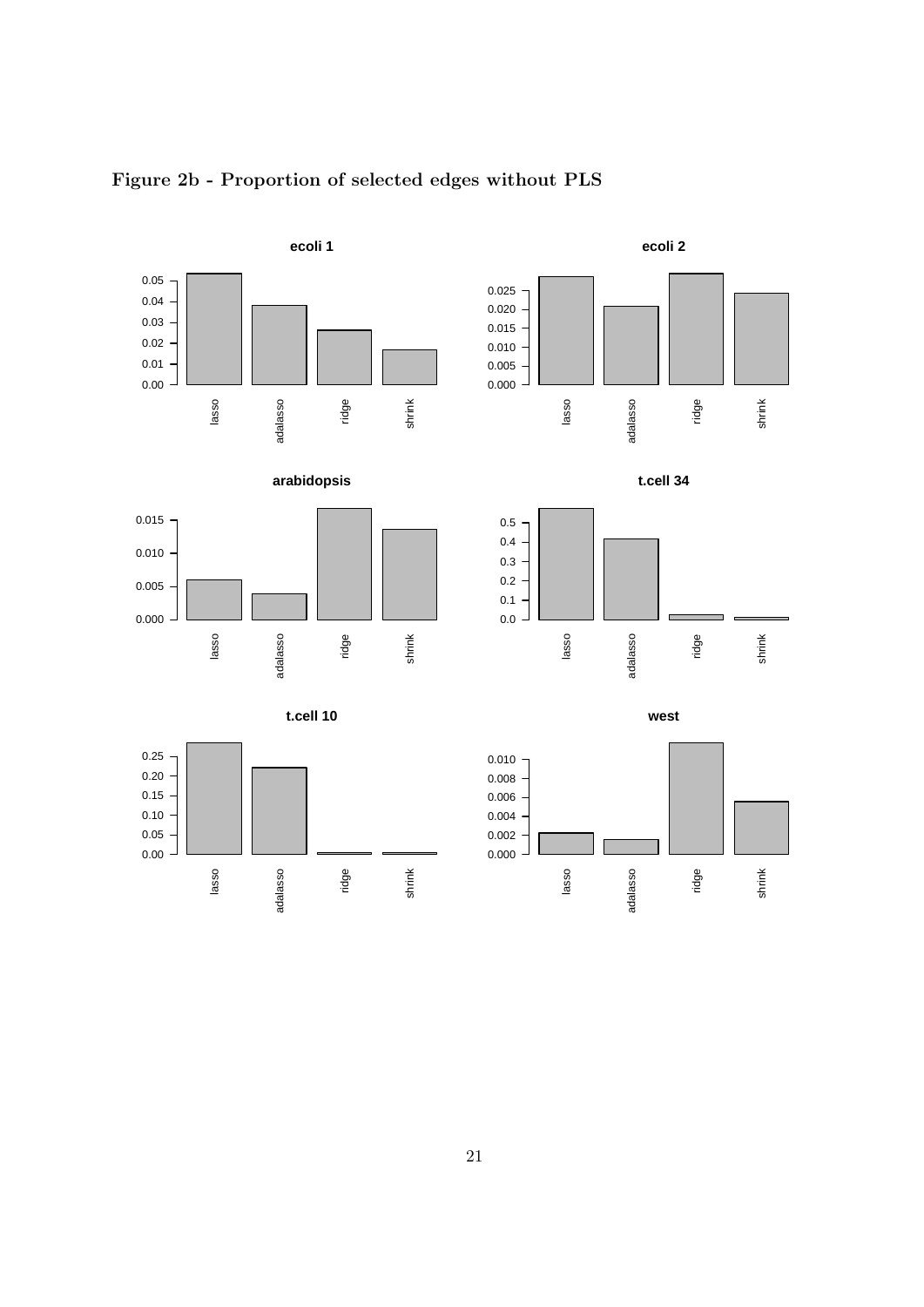**Figure 2b - Proportion of selected edges without PLS**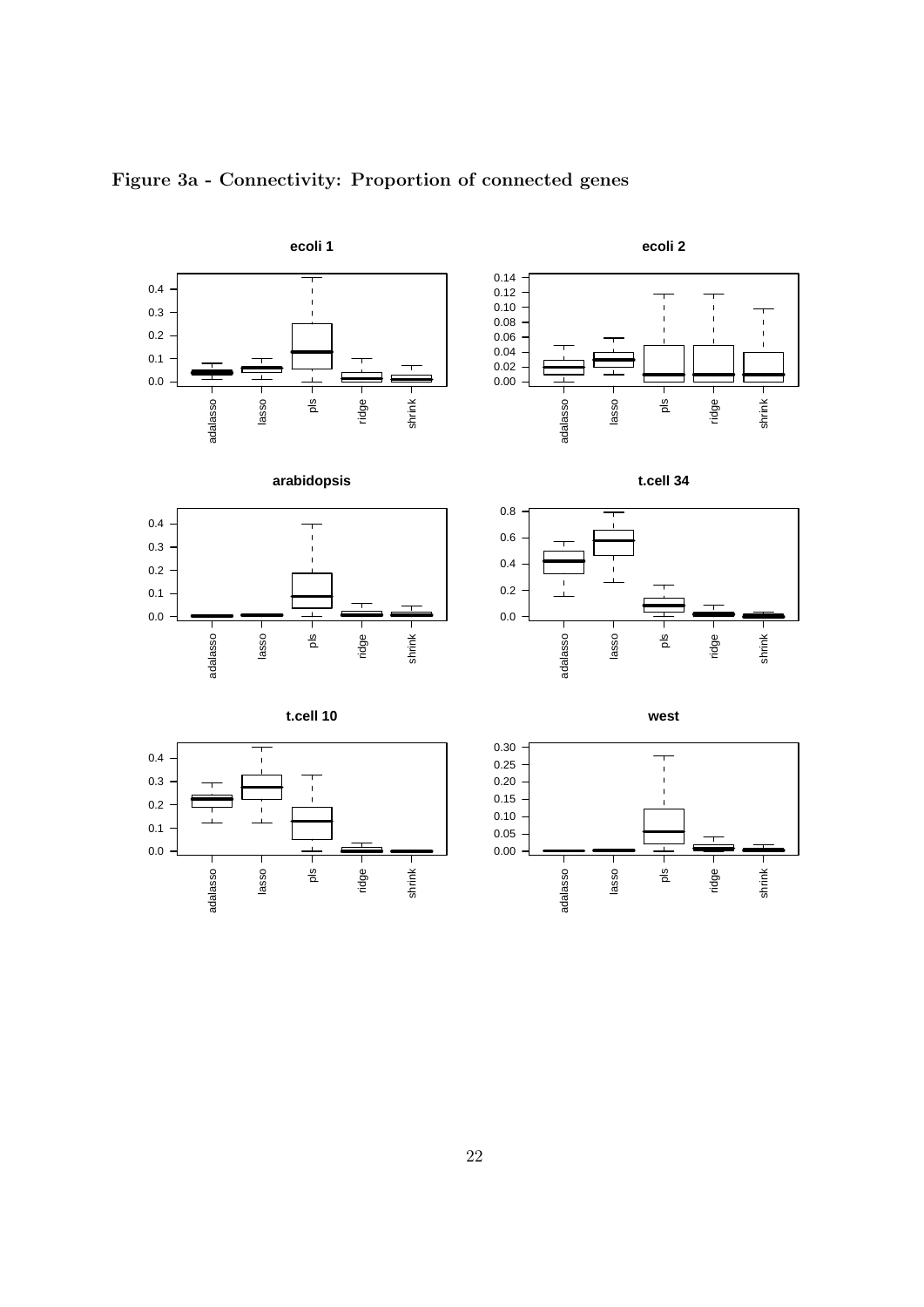**Figure 3a - Connectivity: Proportion of connected genes**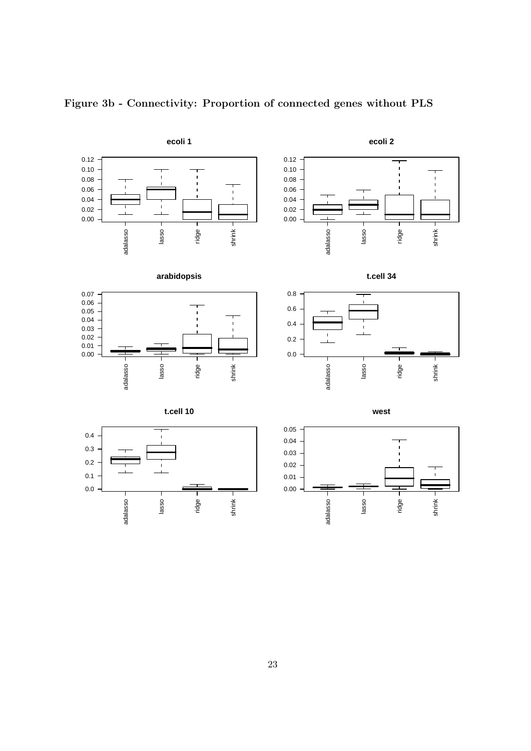**Figure 3b - Connectivity: Proportion of connected genes without PLS**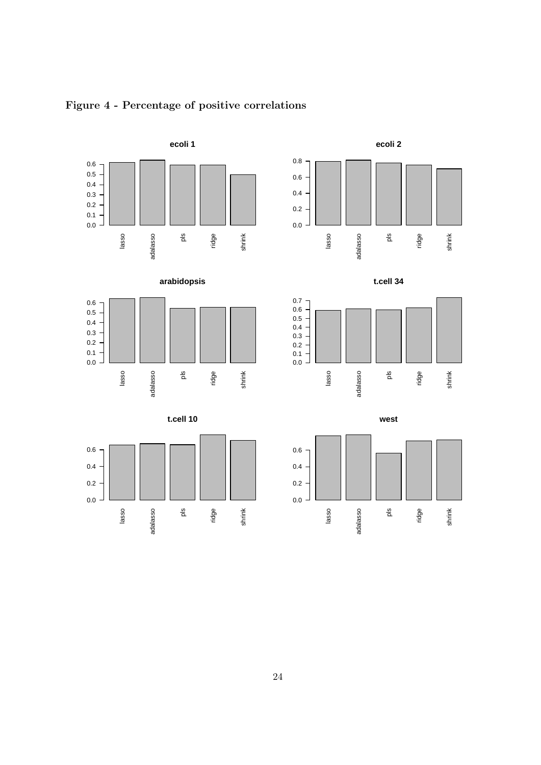**Figure 4 - Percentage of positive correlations**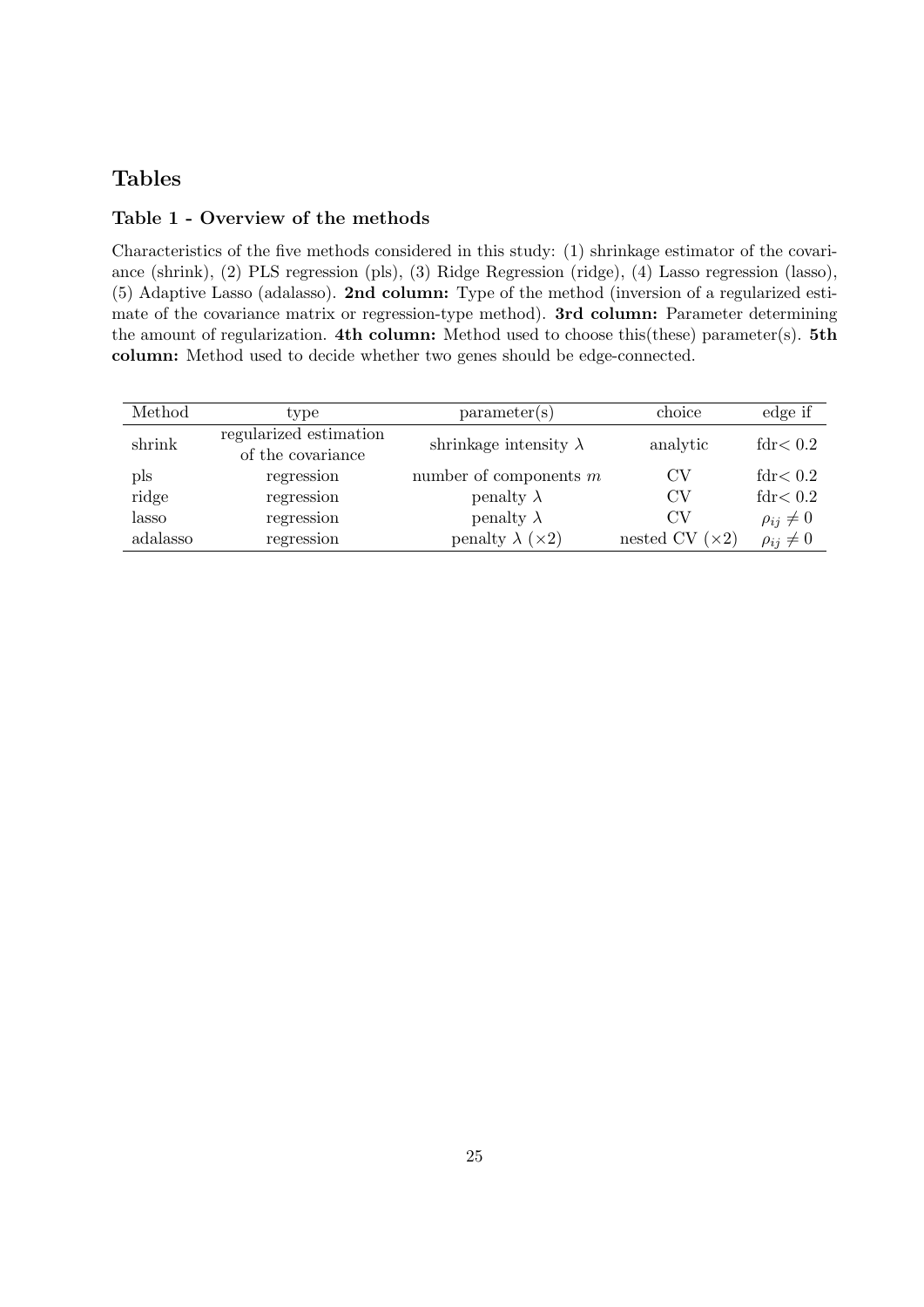# Tables

## Table 1 - Overview of the methods

Characteristics of the five methods considered in this study: (1) shrinkage estimator of the covariance (shrink), (2) PLS regression (pls), (3) Ridge Regression (ridge), (4) Lasso regression (lasso), (5) Adaptive Lasso (adalasso). **2nd column:** Type of the method (inversion of a regularized estimate of the covariance matrix or regression-type method). **3rd column:** Parameter determining the amount of regularization. **4th column:** Method used to choose this(these) parameter(s). **5th column:** Method used to decide whether two genes should be edge-connected.

| Method | type | parameter(s) | choice | edge if |
|---|---|---|---|---|
| shrink | regularized estimation of the covariance | shrinkage intensity $\lambda$ | analytic | fdr$< 0.2$ |
| pls | regression | number of components $m$ | CV | fdr$< 0.2$ |
| ridge | regression | penalty $\lambda$ | CV | fdr$< 0.2$ |
| lasso | regression | penalty $\lambda$ | CV | $\rho_{ij} \neq 0$ |
| adalasso | regression | penalty $\lambda$ ($\times 2$) | nested CV ($\times 2$) | $\rho_{ij} \neq 0$ |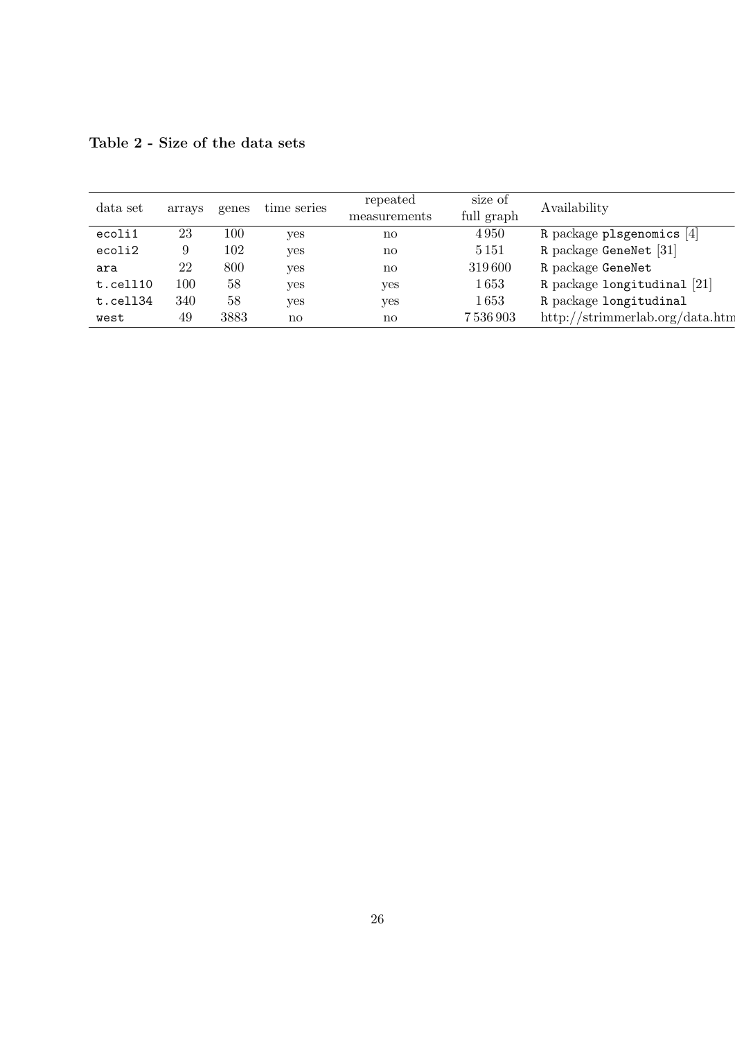**Table 2 - Size of the data sets**

| data set | arrays | genes | time series | repeated measurements | size of full graph | Availability |
|---|---|---|---|---|---|---|
| `ecoli1` | 23 | 100 | yes | no | 4 950 | `R` package `plsgenomics` [4] |
| `ecoli2` | 9 | 102 | yes | no | 5 151 | `R` package `GeneNet` [31] |
| `ara` | 22 | 800 | yes | no | 319 600 | `R` package `GeneNet` |
| `t.cell10` | 100 | 58 | yes | yes | 1 653 | `R` package `longitudinal` [21] |
| `t.cell34` | 340 | 58 | yes | yes | 1 653 | `R` package `longitudinal` |
| `west` | 49 | 3883 | no | no | 7 536 903 | http://strimmerlab.org/data.htm |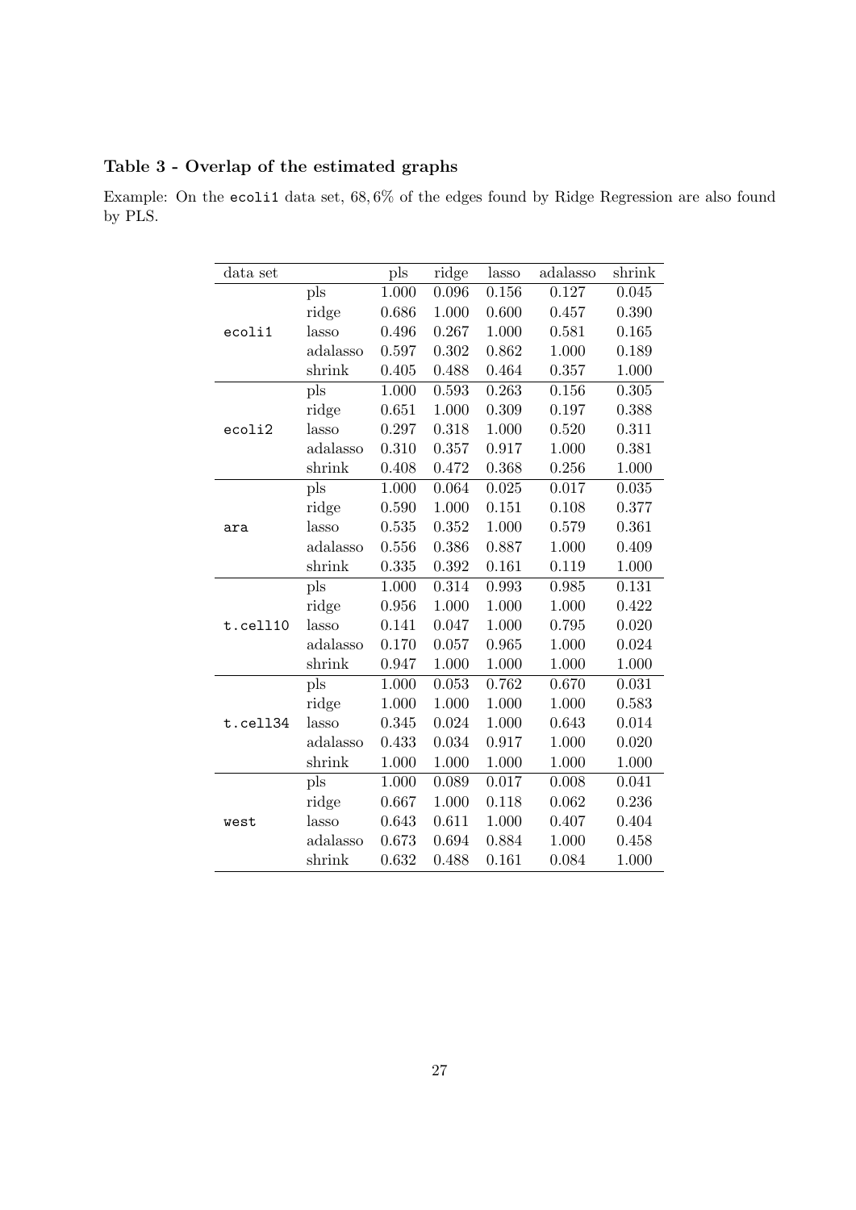**Table 3 - Overlap of the estimated graphs**

Example: On the `ecoli1` data set, 68, 6% of the edges found by Ridge Regression are also found by PLS.

| data set | | pls | ridge | lasso | adalasso | shrink |
|---|---|---|---|---|---|---|
| | pls | 1.000 | 0.096 | 0.156 | 0.127 | 0.045 |
| | ridge | 0.686 | 1.000 | 0.600 | 0.457 | 0.390 |
| `ecoli1` | lasso | 0.496 | 0.267 | 1.000 | 0.581 | 0.165 |
| | adalasso | 0.597 | 0.302 | 0.862 | 1.000 | 0.189 |
| | shrink | 0.405 | 0.488 | 0.464 | 0.357 | 1.000 |
| | pls | 1.000 | 0.593 | 0.263 | 0.156 | 0.305 |
| | ridge | 0.651 | 1.000 | 0.309 | 0.197 | 0.388 |
| `ecoli2` | lasso | 0.297 | 0.318 | 1.000 | 0.520 | 0.311 |
| | adalasso | 0.310 | 0.357 | 0.917 | 1.000 | 0.381 |
| | shrink | 0.408 | 0.472 | 0.368 | 0.256 | 1.000 |
| | pls | 1.000 | 0.064 | 0.025 | 0.017 | 0.035 |
| | ridge | 0.590 | 1.000 | 0.151 | 0.108 | 0.377 |
| `ara` | lasso | 0.535 | 0.352 | 1.000 | 0.579 | 0.361 |
| | adalasso | 0.556 | 0.386 | 0.887 | 1.000 | 0.409 |
| | shrink | 0.335 | 0.392 | 0.161 | 0.119 | 1.000 |
| | pls | 1.000 | 0.314 | 0.993 | 0.985 | 0.131 |
| | ridge | 0.956 | 1.000 | 1.000 | 1.000 | 0.422 |
| `t.cell10` | lasso | 0.141 | 0.047 | 1.000 | 0.795 | 0.020 |
| | adalasso | 0.170 | 0.057 | 0.965 | 1.000 | 0.024 |
| | shrink | 0.947 | 1.000 | 1.000 | 1.000 | 1.000 |
| | pls | 1.000 | 0.053 | 0.762 | 0.670 | 0.031 |
| | ridge | 1.000 | 1.000 | 1.000 | 1.000 | 0.583 |
| `t.cell34` | lasso | 0.345 | 0.024 | 1.000 | 0.643 | 0.014 |
| | adalasso | 0.433 | 0.034 | 0.917 | 1.000 | 0.020 |
| | shrink | 1.000 | 1.000 | 1.000 | 1.000 | 1.000 |
| | pls | 1.000 | 0.089 | 0.017 | 0.008 | 0.041 |
| | ridge | 0.667 | 1.000 | 0.118 | 0.062 | 0.236 |
| `west` | lasso | 0.643 | 0.611 | 1.000 | 0.407 | 0.404 |
| | adalasso | 0.673 | 0.694 | 0.884 | 1.000 | 0.458 |
| | shrink | 0.632 | 0.488 | 0.161 | 0.084 | 1.000 |